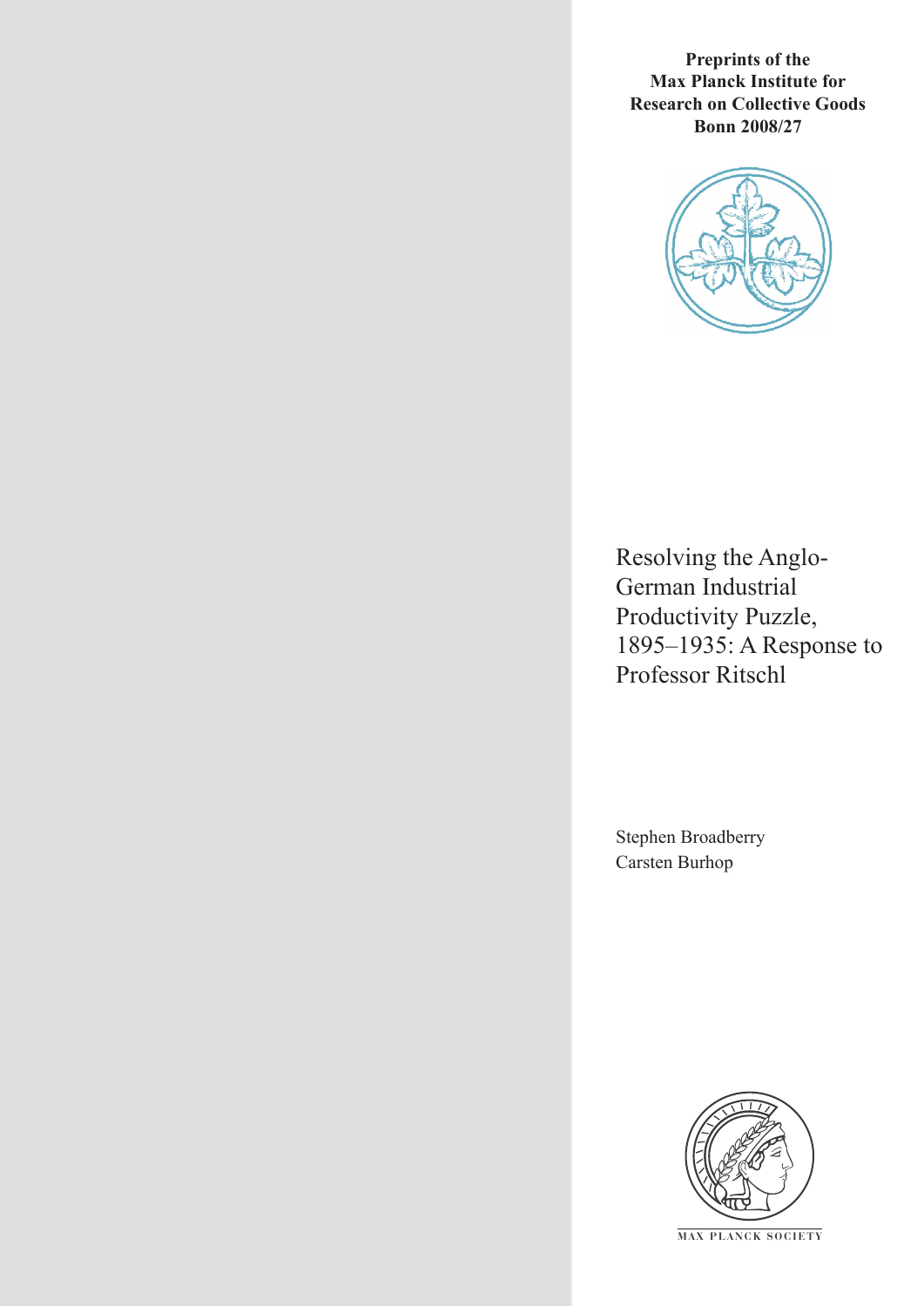**Preprints of the Max Planck Institute for Research on Collective Goods Bonn 2008/27**

# Resolving the Anglo-German Industrial Productivity Puzzle, 1895–1935: A Response to Professor Ritschl

Stephen Broadberry
Carsten Burhop

MAX PLANCK SOCIETY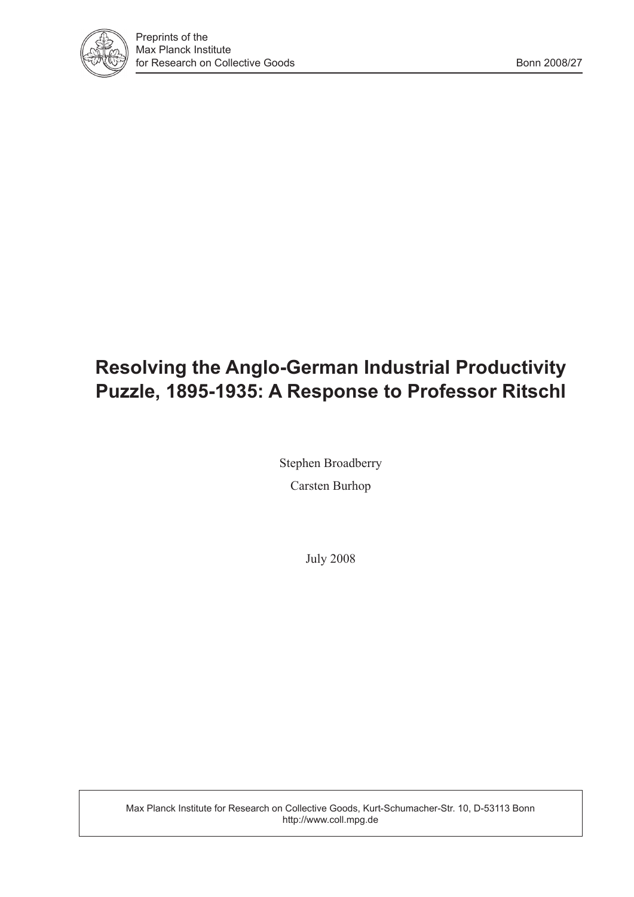Preprints of the
Max Planck Institute
for Research on Collective Goods

Bonn 2008/27

# Resolving the Anglo-German Industrial Productivity Puzzle, 1895-1935: A Response to Professor Ritschl

Stephen Broadberry

Carsten Burhop

July 2008

Max Planck Institute for Research on Collective Goods, Kurt-Schumacher-Str. 10, D-53113 Bonn
http://www.coll.mpg.de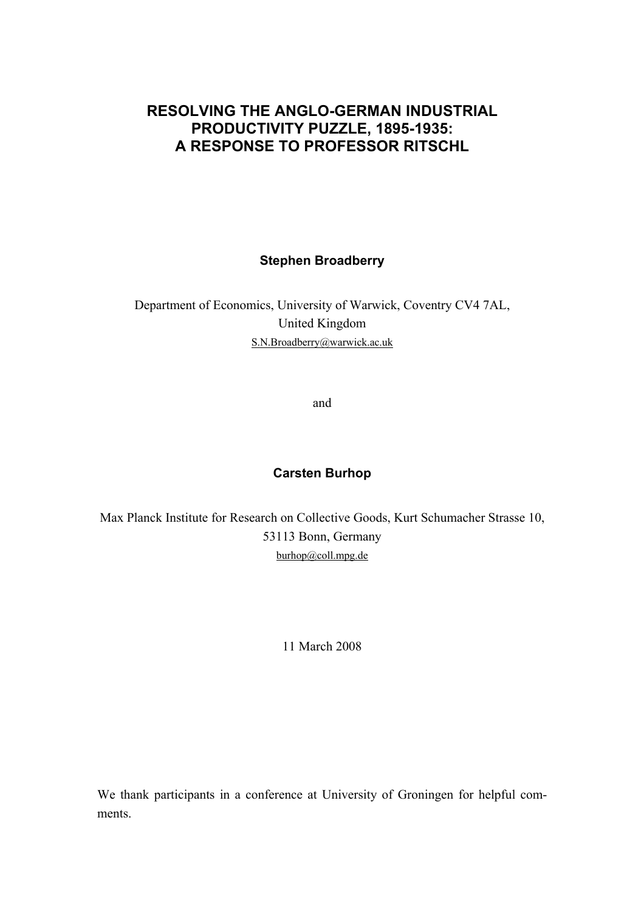# RESOLVING THE ANGLO-GERMAN INDUSTRIAL PRODUCTIVITY PUZZLE, 1895-1935: A RESPONSE TO PROFESSOR RITSCHL

**Stephen Broadberry**

Department of Economics, University of Warwick, Coventry CV4 7AL, United Kingdom

S.N.Broadberry@warwick.ac.uk

and

**Carsten Burhop**

Max Planck Institute for Research on Collective Goods, Kurt Schumacher Strasse 10, 53113 Bonn, Germany

burhop@coll.mpg.de

11 March 2008

We thank participants in a conference at University of Groningen for helpful comments.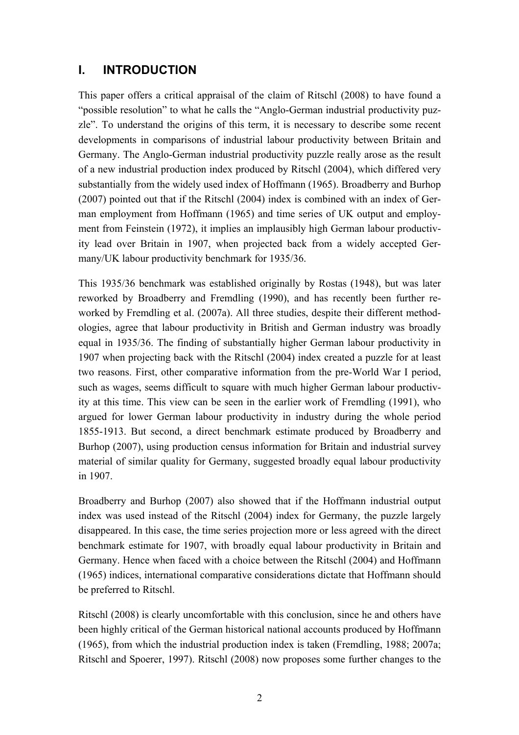## I. INTRODUCTION

This paper offers a critical appraisal of the claim of Ritschl (2008) to have found a "possible resolution" to what he calls the "Anglo-German industrial productivity puzzle". To understand the origins of this term, it is necessary to describe some recent developments in comparisons of industrial labour productivity between Britain and Germany. The Anglo-German industrial productivity puzzle really arose as the result of a new industrial production index produced by Ritschl (2004), which differed very substantially from the widely used index of Hoffmann (1965). Broadberry and Burhop (2007) pointed out that if the Ritschl (2004) index is combined with an index of German employment from Hoffmann (1965) and time series of UK output and employment from Feinstein (1972), it implies an implausibly high German labour productivity lead over Britain in 1907, when projected back from a widely accepted Germany/UK labour productivity benchmark for 1935/36.

This 1935/36 benchmark was established originally by Rostas (1948), but was later reworked by Broadberry and Fremdling (1990), and has recently been further reworked by Fremdling et al. (2007a). All three studies, despite their different methodologies, agree that labour productivity in British and German industry was broadly equal in 1935/36. The finding of substantially higher German labour productivity in 1907 when projecting back with the Ritschl (2004) index created a puzzle for at least two reasons. First, other comparative information from the pre-World War I period, such as wages, seems difficult to square with much higher German labour productivity at this time. This view can be seen in the earlier work of Fremdling (1991), who argued for lower German labour productivity in industry during the whole period 1855-1913. But second, a direct benchmark estimate produced by Broadberry and Burhop (2007), using production census information for Britain and industrial survey material of similar quality for Germany, suggested broadly equal labour productivity in 1907.

Broadberry and Burhop (2007) also showed that if the Hoffmann industrial output index was used instead of the Ritschl (2004) index for Germany, the puzzle largely disappeared. In this case, the time series projection more or less agreed with the direct benchmark estimate for 1907, with broadly equal labour productivity in Britain and Germany. Hence when faced with a choice between the Ritschl (2004) and Hoffmann (1965) indices, international comparative considerations dictate that Hoffmann should be preferred to Ritschl.

Ritschl (2008) is clearly uncomfortable with this conclusion, since he and others have been highly critical of the German historical national accounts produced by Hoffmann (1965), from which the industrial production index is taken (Fremdling, 1988; 2007a; Ritschl and Spoerer, 1997). Ritschl (2008) now proposes some further changes to the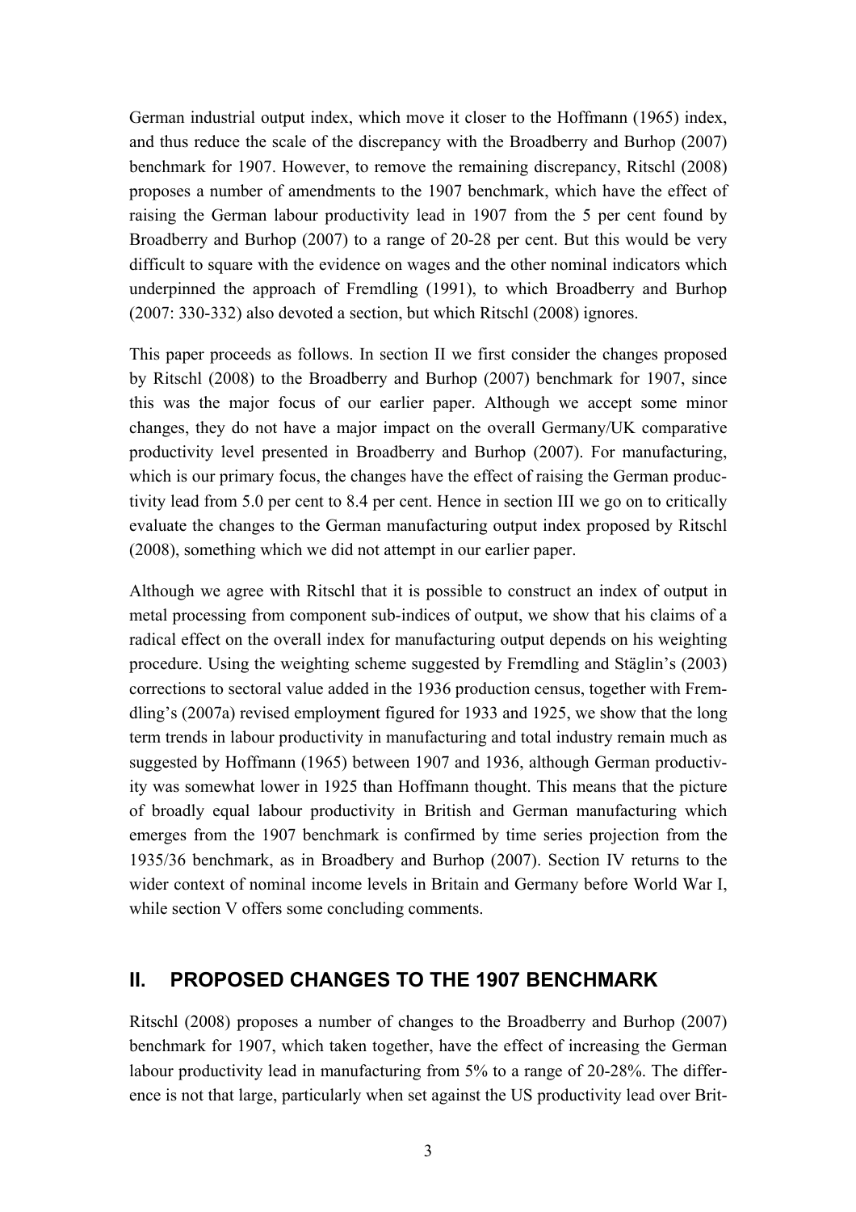German industrial output index, which move it closer to the Hoffmann (1965) index, and thus reduce the scale of the discrepancy with the Broadberry and Burhop (2007) benchmark for 1907. However, to remove the remaining discrepancy, Ritschl (2008) proposes a number of amendments to the 1907 benchmark, which have the effect of raising the German labour productivity lead in 1907 from the 5 per cent found by Broadberry and Burhop (2007) to a range of 20-28 per cent. But this would be very difficult to square with the evidence on wages and the other nominal indicators which underpinned the approach of Fremdling (1991), to which Broadberry and Burhop (2007: 330-332) also devoted a section, but which Ritschl (2008) ignores.

This paper proceeds as follows. In section II we first consider the changes proposed by Ritschl (2008) to the Broadberry and Burhop (2007) benchmark for 1907, since this was the major focus of our earlier paper. Although we accept some minor changes, they do not have a major impact on the overall Germany/UK comparative productivity level presented in Broadberry and Burhop (2007). For manufacturing, which is our primary focus, the changes have the effect of raising the German productivity lead from 5.0 per cent to 8.4 per cent. Hence in section III we go on to critically evaluate the changes to the German manufacturing output index proposed by Ritschl (2008), something which we did not attempt in our earlier paper.

Although we agree with Ritschl that it is possible to construct an index of output in metal processing from component sub-indices of output, we show that his claims of a radical effect on the overall index for manufacturing output depends on his weighting procedure. Using the weighting scheme suggested by Fremdling and Stäglin's (2003) corrections to sectoral value added in the 1936 production census, together with Fremdling's (2007a) revised employment figured for 1933 and 1925, we show that the long term trends in labour productivity in manufacturing and total industry remain much as suggested by Hoffmann (1965) between 1907 and 1936, although German productivity was somewhat lower in 1925 than Hoffmann thought. This means that the picture of broadly equal labour productivity in British and German manufacturing which emerges from the 1907 benchmark is confirmed by time series projection from the 1935/36 benchmark, as in Broadbery and Burhop (2007). Section IV returns to the wider context of nominal income levels in Britain and Germany before World War I, while section V offers some concluding comments.

## II. PROPOSED CHANGES TO THE 1907 BENCHMARK

Ritschl (2008) proposes a number of changes to the Broadberry and Burhop (2007) benchmark for 1907, which taken together, have the effect of increasing the German labour productivity lead in manufacturing from 5% to a range of 20-28%. The difference is not that large, particularly when set against the US productivity lead over Brit-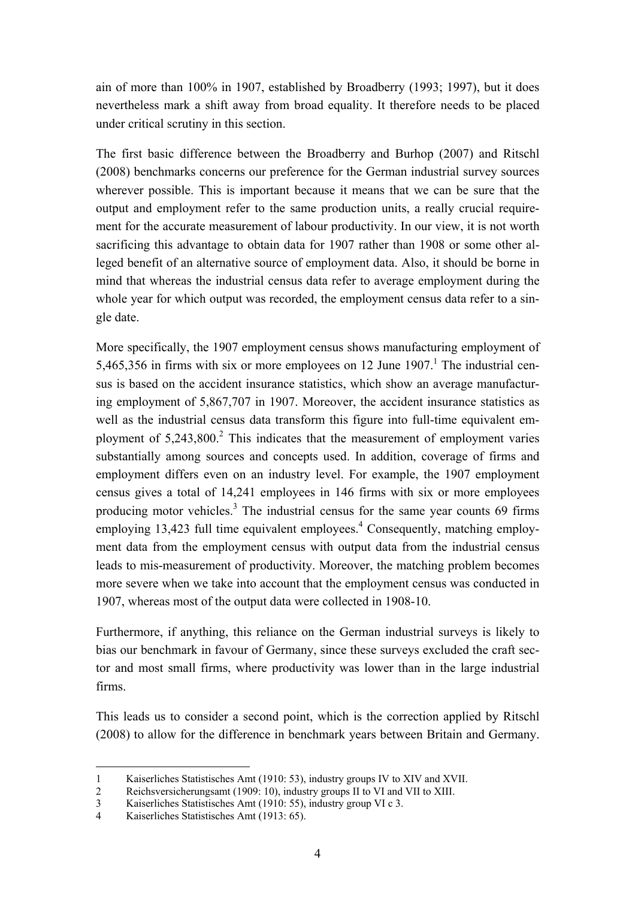ain of more than 100% in 1907, established by Broadberry (1993; 1997), but it does nevertheless mark a shift away from broad equality. It therefore needs to be placed under critical scrutiny in this section.

The first basic difference between the Broadberry and Burhop (2007) and Ritschl (2008) benchmarks concerns our preference for the German industrial survey sources wherever possible. This is important because it means that we can be sure that the output and employment refer to the same production units, a really crucial requirement for the accurate measurement of labour productivity. In our view, it is not worth sacrificing this advantage to obtain data for 1907 rather than 1908 or some other alleged benefit of an alternative source of employment data. Also, it should be borne in mind that whereas the industrial census data refer to average employment during the whole year for which output was recorded, the employment census data refer to a single date.

More specifically, the 1907 employment census shows manufacturing employment of 5,465,356 in firms with six or more employees on 12 June 1907.[1] The industrial census is based on the accident insurance statistics, which show an average manufacturing employment of 5,867,707 in 1907. Moreover, the accident insurance statistics as well as the industrial census data transform this figure into full-time equivalent employment of 5,243,800.[2] This indicates that the measurement of employment varies substantially among sources and concepts used. In addition, coverage of firms and employment differs even on an industry level. For example, the 1907 employment census gives a total of 14,241 employees in 146 firms with six or more employees producing motor vehicles.[3] The industrial census for the same year counts 69 firms employing 13,423 full time equivalent employees.[4] Consequently, matching employment data from the employment census with output data from the industrial census leads to mis-measurement of productivity. Moreover, the matching problem becomes more severe when we take into account that the employment census was conducted in 1907, whereas most of the output data were collected in 1908-10.

Furthermore, if anything, this reliance on the German industrial surveys is likely to bias our benchmark in favour of Germany, since these surveys excluded the craft sector and most small firms, where productivity was lower than in the large industrial firms.

This leads us to consider a second point, which is the correction applied by Ritschl (2008) to allow for the difference in benchmark years between Britain and Germany.

---

1 Kaiserliches Statistisches Amt (1910: 53), industry groups IV to XIV and XVII.

2 Reichsversicherungsamt (1909: 10), industry groups II to VI and VII to XIII.

3 Kaiserliches Statistisches Amt (1910: 55), industry group VI c 3.

4 Kaiserliches Statistisches Amt (1913: 65).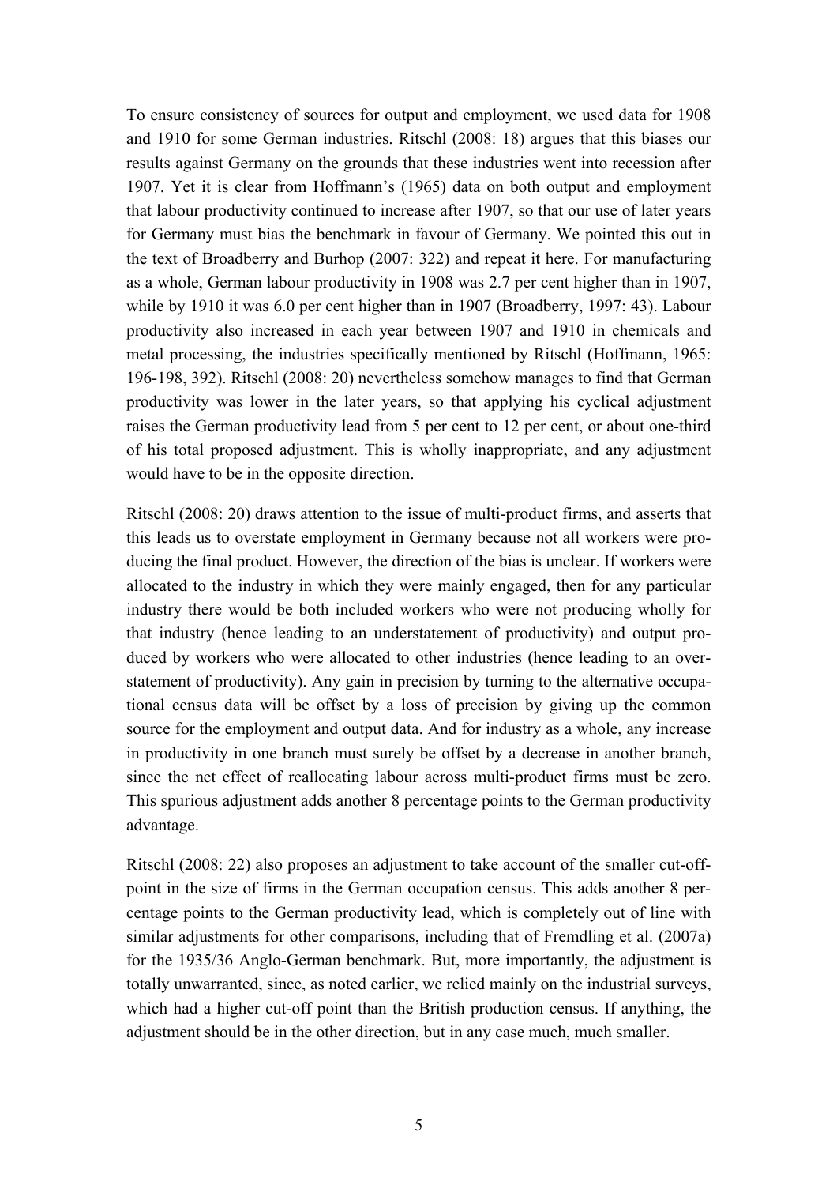To ensure consistency of sources for output and employment, we used data for 1908 and 1910 for some German industries. Ritschl (2008: 18) argues that this biases our results against Germany on the grounds that these industries went into recession after 1907. Yet it is clear from Hoffmann's (1965) data on both output and employment that labour productivity continued to increase after 1907, so that our use of later years for Germany must bias the benchmark in favour of Germany. We pointed this out in the text of Broadberry and Burhop (2007: 322) and repeat it here. For manufacturing as a whole, German labour productivity in 1908 was 2.7 per cent higher than in 1907, while by 1910 it was 6.0 per cent higher than in 1907 (Broadberry, 1997: 43). Labour productivity also increased in each year between 1907 and 1910 in chemicals and metal processing, the industries specifically mentioned by Ritschl (Hoffmann, 1965: 196-198, 392). Ritschl (2008: 20) nevertheless somehow manages to find that German productivity was lower in the later years, so that applying his cyclical adjustment raises the German productivity lead from 5 per cent to 12 per cent, or about one-third of his total proposed adjustment. This is wholly inappropriate, and any adjustment would have to be in the opposite direction.

Ritschl (2008: 20) draws attention to the issue of multi-product firms, and asserts that this leads us to overstate employment in Germany because not all workers were producing the final product. However, the direction of the bias is unclear. If workers were allocated to the industry in which they were mainly engaged, then for any particular industry there would be both included workers who were not producing wholly for that industry (hence leading to an understatement of productivity) and output produced by workers who were allocated to other industries (hence leading to an overstatement of productivity). Any gain in precision by turning to the alternative occupational census data will be offset by a loss of precision by giving up the common source for the employment and output data. And for industry as a whole, any increase in productivity in one branch must surely be offset by a decrease in another branch, since the net effect of reallocating labour across multi-product firms must be zero. This spurious adjustment adds another 8 percentage points to the German productivity advantage.

Ritschl (2008: 22) also proposes an adjustment to take account of the smaller cut-off-point in the size of firms in the German occupation census. This adds another 8 percentage points to the German productivity lead, which is completely out of line with similar adjustments for other comparisons, including that of Fremdling et al. (2007a) for the 1935/36 Anglo-German benchmark. But, more importantly, the adjustment is totally unwarranted, since, as noted earlier, we relied mainly on the industrial surveys, which had a higher cut-off point than the British production census. If anything, the adjustment should be in the other direction, but in any case much, much smaller.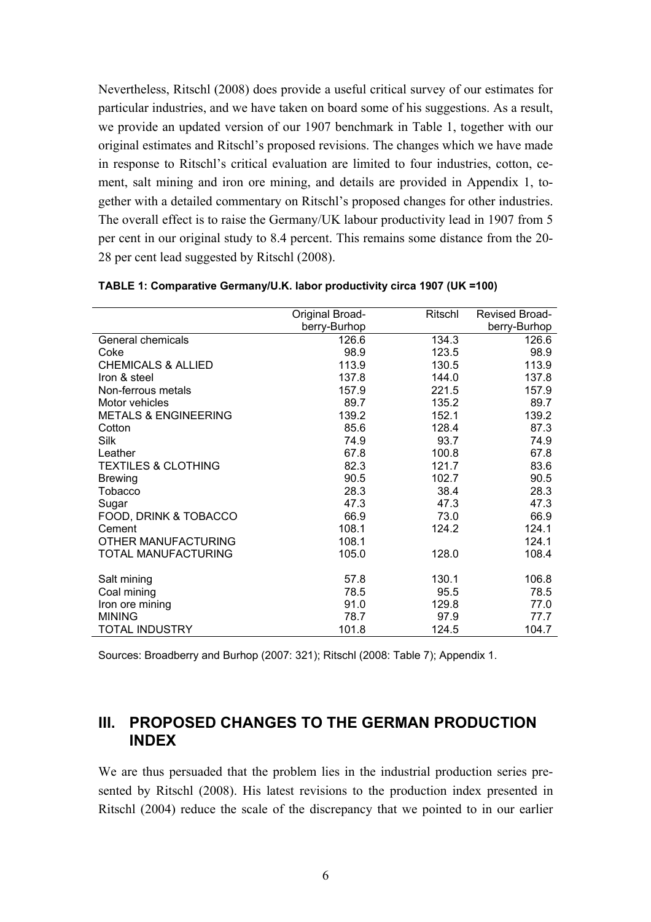Nevertheless, Ritschl (2008) does provide a useful critical survey of our estimates for particular industries, and we have taken on board some of his suggestions. As a result, we provide an updated version of our 1907 benchmark in Table 1, together with our original estimates and Ritschl's proposed revisions. The changes which we have made in response to Ritschl's critical evaluation are limited to four industries, cotton, cement, salt mining and iron ore mining, and details are provided in Appendix 1, together with a detailed commentary on Ritschl's proposed changes for other industries. The overall effect is to raise the Germany/UK labour productivity lead in 1907 from 5 per cent in our original study to 8.4 percent. This remains some distance from the 20-28 per cent lead suggested by Ritschl (2008).

**TABLE 1: Comparative Germany/U.K. labor productivity circa 1907 (UK =100)**

| | Original Broadberry-Burhop | Ritschl | Revised Broadberry-Burhop |
|---|---|---|---|
| General chemicals | 126.6 | 134.3 | 126.6 |
| Coke | 98.9 | 123.5 | 98.9 |
| CHEMICALS & ALLIED | 113.9 | 130.5 | 113.9 |
| Iron & steel | 137.8 | 144.0 | 137.8 |
| Non-ferrous metals | 157.9 | 221.5 | 157.9 |
| Motor vehicles | 89.7 | 135.2 | 89.7 |
| METALS & ENGINEERING | 139.2 | 152.1 | 139.2 |
| Cotton | 85.6 | 128.4 | 87.3 |
| Silk | 74.9 | 93.7 | 74.9 |
| Leather | 67.8 | 100.8 | 67.8 |
| TEXTILES & CLOTHING | 82.3 | 121.7 | 83.6 |
| Brewing | 90.5 | 102.7 | 90.5 |
| Tobacco | 28.3 | 38.4 | 28.3 |
| Sugar | 47.3 | 47.3 | 47.3 |
| FOOD, DRINK & TOBACCO | 66.9 | 73.0 | 66.9 |
| Cement | 108.1 | 124.2 | 124.1 |
| OTHER MANUFACTURING | 108.1 | | 124.1 |
| TOTAL MANUFACTURING | 105.0 | 128.0 | 108.4 |
| | | | |
| Salt mining | 57.8 | 130.1 | 106.8 |
| Coal mining | 78.5 | 95.5 | 78.5 |
| Iron ore mining | 91.0 | 129.8 | 77.0 |
| MINING | 78.7 | 97.9 | 77.7 |
| TOTAL INDUSTRY | 101.8 | 124.5 | 104.7 |

Sources: Broadberry and Burhop (2007: 321); Ritschl (2008: Table 7); Appendix 1.

## III. PROPOSED CHANGES TO THE GERMAN PRODUCTION INDEX

We are thus persuaded that the problem lies in the industrial production series presented by Ritschl (2008). His latest revisions to the production index presented in Ritschl (2004) reduce the scale of the discrepancy that we pointed to in our earlier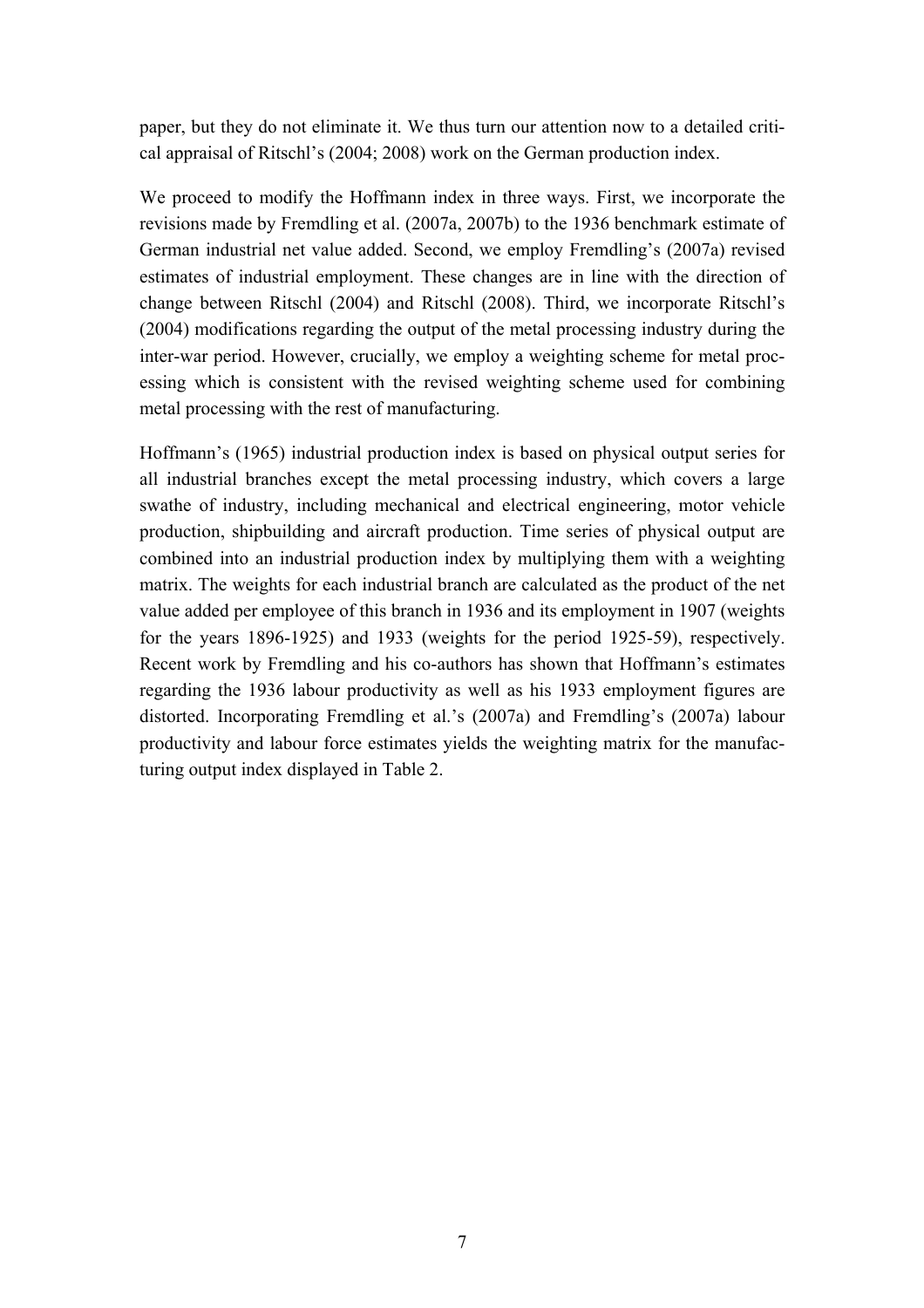paper, but they do not eliminate it. We thus turn our attention now to a detailed critical appraisal of Ritschl's (2004; 2008) work on the German production index.

We proceed to modify the Hoffmann index in three ways. First, we incorporate the revisions made by Fremdling et al. (2007a, 2007b) to the 1936 benchmark estimate of German industrial net value added. Second, we employ Fremdling's (2007a) revised estimates of industrial employment. These changes are in line with the direction of change between Ritschl (2004) and Ritschl (2008). Third, we incorporate Ritschl's (2004) modifications regarding the output of the metal processing industry during the inter-war period. However, crucially, we employ a weighting scheme for metal processing which is consistent with the revised weighting scheme used for combining metal processing with the rest of manufacturing.

Hoffmann's (1965) industrial production index is based on physical output series for all industrial branches except the metal processing industry, which covers a large swathe of industry, including mechanical and electrical engineering, motor vehicle production, shipbuilding and aircraft production. Time series of physical output are combined into an industrial production index by multiplying them with a weighting matrix. The weights for each industrial branch are calculated as the product of the net value added per employee of this branch in 1936 and its employment in 1907 (weights for the years 1896-1925) and 1933 (weights for the period 1925-59), respectively. Recent work by Fremdling and his co-authors has shown that Hoffmann's estimates regarding the 1936 labour productivity as well as his 1933 employment figures are distorted. Incorporating Fremdling et al.'s (2007a) and Fremdling's (2007a) labour productivity and labour force estimates yields the weighting matrix for the manufacturing output index displayed in Table 2.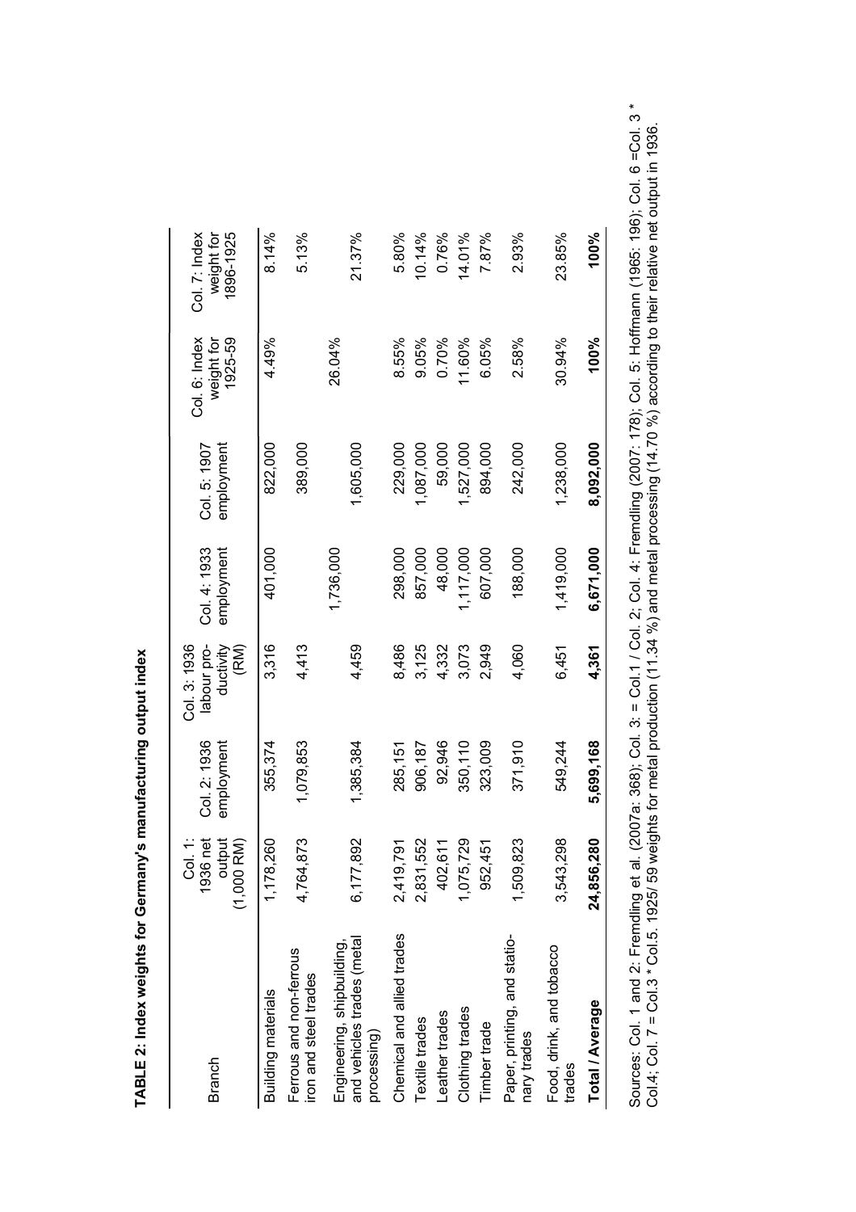**TABLE 2: Index weights for Germany's manufacturing output index**

| Branch | Col. 1: 1936 net output (1,000 RM) | Col. 2: 1936 employment | Col. 3: 1936 labour productivity (RM) | Col. 4: 1933 employment | Col. 5: 1907 employment | Col. 6: Index weight for 1925-59 | Col. 7: Index weight for 1896-1925 |
|---|---|---|---|---|---|---|---|
| Building materials | 1,178,260 | 355,374 | 3,316 | 401,000 | 822,000 | 4.49% | 8.14% |
| Ferrous and non-ferrous iron and steel trades | 4,764,873 | 1,079,853 | 4,413 | | 389,000 | | 5.13% |
| Engineering, shipbuilding, and vehicles trades (metal processing) | 6,177,892 | 1,385,384 | 4,459 | 1,736,000 | 1,605,000 | 26.04% | 21.37% |
| Chemical and allied trades | 2,419,791 | 285,151 | 8,486 | 298,000 | 229,000 | 8.55% | 5.80% |
| Textile trades | 2,831,552 | 906,187 | 3,125 | 857,000 | 1,087,000 | 9.05% | 10.14% |
| Leather trades | 402,611 | 92,946 | 4,332 | 48,000 | 59,000 | 0.70% | 0.76% |
| Clothing trades | 1,075,729 | 350,110 | 3,073 | 1,117,000 | 1,527,000 | 11.60% | 14.01% |
| Timber trade | 952,451 | 323,009 | 2,949 | 607,000 | 894,000 | 6.05% | 7.87% |
| Paper, printing, and stationary trades | 1,509,823 | 371,910 | 4,060 | 188,000 | 242,000 | 2.58% | 2.93% |
| Food, drink, and tobacco trades | 3,543,298 | 549,244 | 6,451 | 1,419,000 | 1,238,000 | 30.94% | 23.85% |
| **Total / Average** | **24,856,280** | **5,699,168** | **4,361** | **6,671,000** | **8,092,000** | **100%** | **100%** |

Sources: Col. 1 and 2: Fremdling et al. (2007a: 368); Col. 3: = Col.1 / Col. 2; Col. 4: Fremdling (2007: 178); Col. 5: Hoffmann (1965: 196); Col. 6 =Col. 3 * Col.4; Col. 7 = Col.3 * Col.5. 1925/ 59 weights for metal production (11.34 %) and metal processing (14.70 %) according to their relative net output in 1936.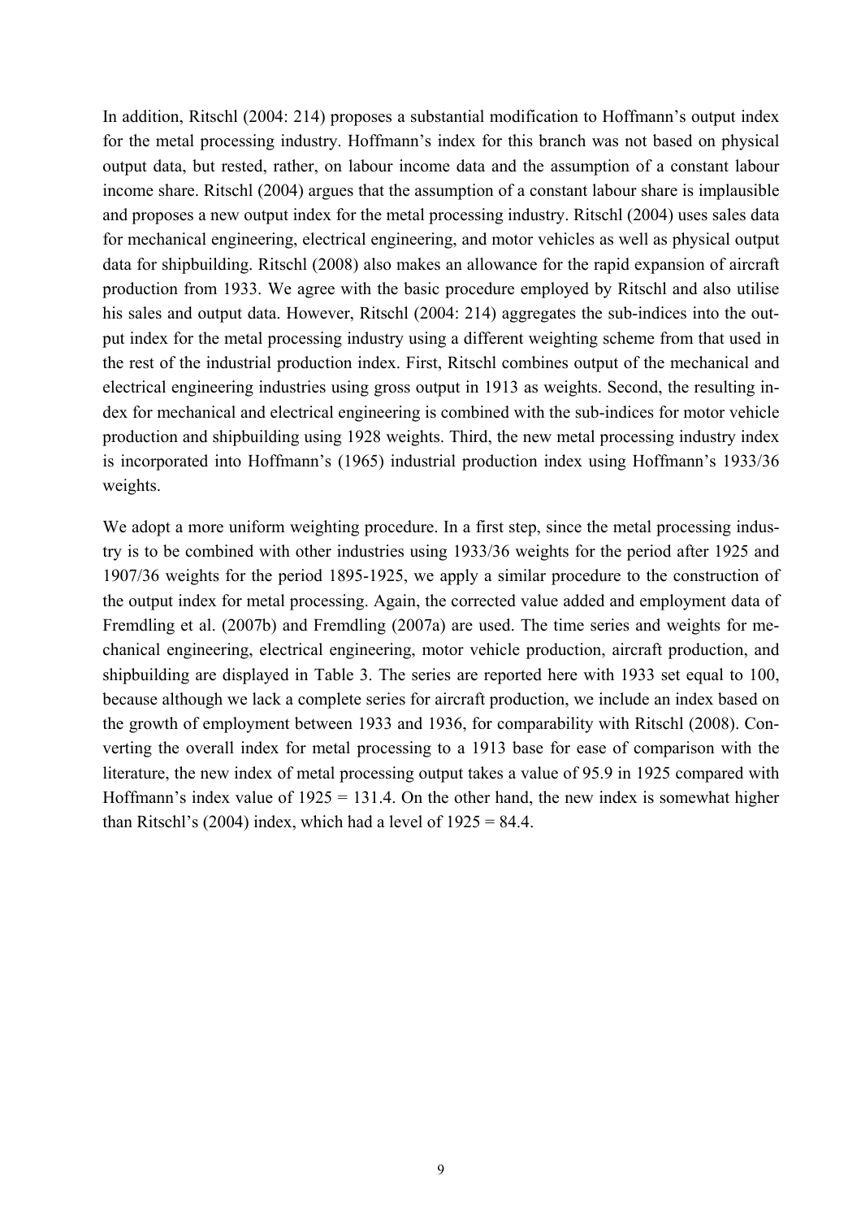In addition, Ritschl (2004: 214) proposes a substantial modification to Hoffmann's output index for the metal processing industry. Hoffmann's index for this branch was not based on physical output data, but rested, rather, on labour income data and the assumption of a constant labour income share. Ritschl (2004) argues that the assumption of a constant labour share is implausible and proposes a new output index for the metal processing industry. Ritschl (2004) uses sales data for mechanical engineering, electrical engineering, and motor vehicles as well as physical output data for shipbuilding. Ritschl (2008) also makes an allowance for the rapid expansion of aircraft production from 1933. We agree with the basic procedure employed by Ritschl and also utilise his sales and output data. However, Ritschl (2004: 214) aggregates the sub-indices into the output index for the metal processing industry using a different weighting scheme from that used in the rest of the industrial production index. First, Ritschl combines output of the mechanical and electrical engineering industries using gross output in 1913 as weights. Second, the resulting index for mechanical and electrical engineering is combined with the sub-indices for motor vehicle production and shipbuilding using 1928 weights. Third, the new metal processing industry index is incorporated into Hoffmann's (1965) industrial production index using Hoffmann's 1933/36 weights.

We adopt a more uniform weighting procedure. In a first step, since the metal processing industry is to be combined with other industries using 1933/36 weights for the period after 1925 and 1907/36 weights for the period 1895-1925, we apply a similar procedure to the construction of the output index for metal processing. Again, the corrected value added and employment data of Fremdling et al. (2007b) and Fremdling (2007a) are used. The time series and weights for mechanical engineering, electrical engineering, motor vehicle production, aircraft production, and shipbuilding are displayed in Table 3. The series are reported here with 1933 set equal to 100, because although we lack a complete series for aircraft production, we include an index based on the growth of employment between 1933 and 1936, for comparability with Ritschl (2008). Converting the overall index for metal processing to a 1913 base for ease of comparison with the literature, the new index of metal processing output takes a value of 95.9 in 1925 compared with Hoffmann's index value of 1925 = 131.4. On the other hand, the new index is somewhat higher than Ritschl's (2004) index, which had a level of 1925 = 84.4.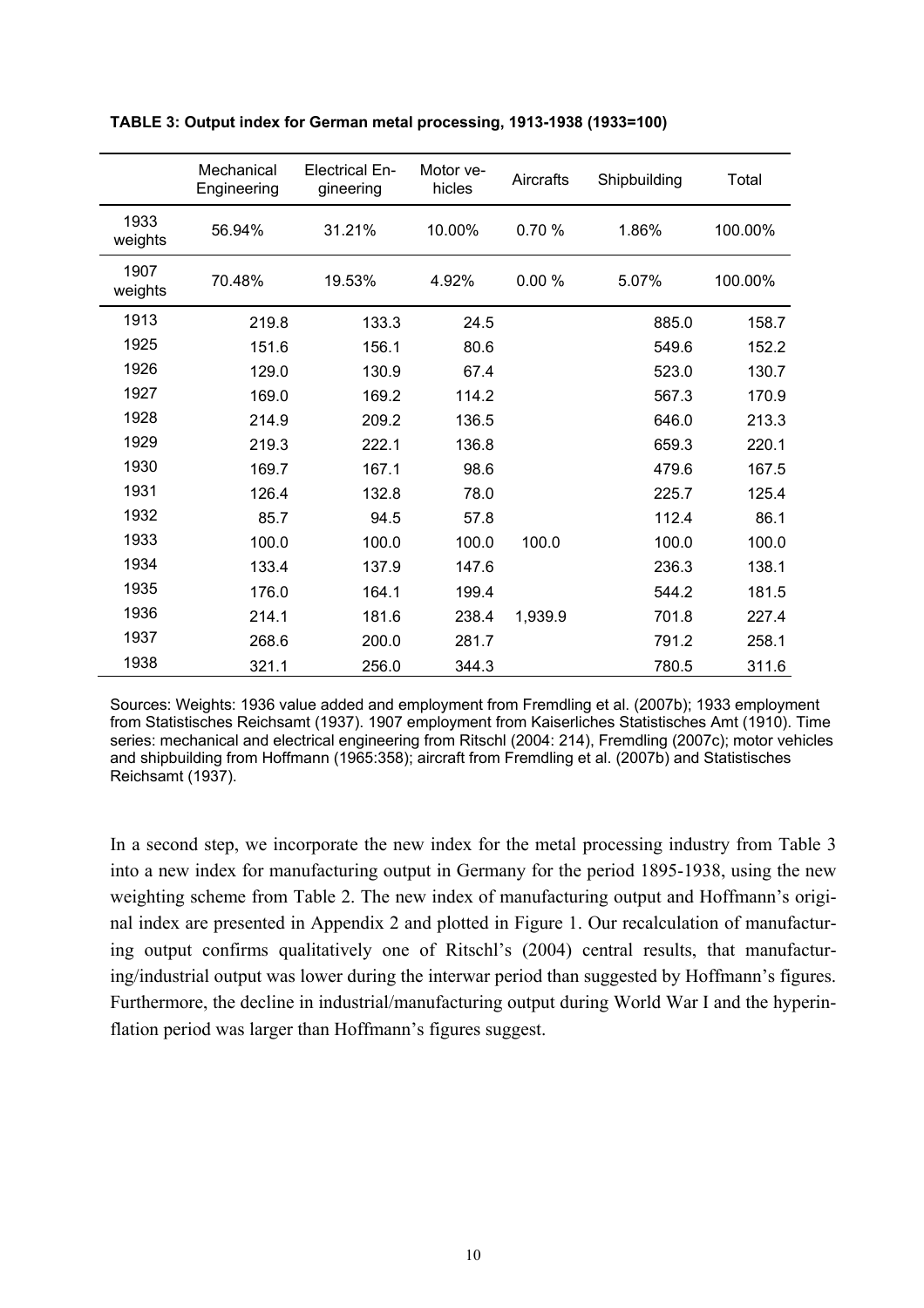**TABLE 3: Output index for German metal processing, 1913-1938 (1933=100)**

| | Mechanical Engineering | Electrical Engineering | Motor vehicles | Aircrafts | Shipbuilding | Total |
|---|---|---|---|---|---|---|
| 1933 weights | 56.94% | 31.21% | 10.00% | 0.70 % | 1.86% | 100.00% |
| 1907 weights | 70.48% | 19.53% | 4.92% | 0.00 % | 5.07% | 100.00% |
| 1913 | 219.8 | 133.3 | 24.5 | | 885.0 | 158.7 |
| 1925 | 151.6 | 156.1 | 80.6 | | 549.6 | 152.2 |
| 1926 | 129.0 | 130.9 | 67.4 | | 523.0 | 130.7 |
| 1927 | 169.0 | 169.2 | 114.2 | | 567.3 | 170.9 |
| 1928 | 214.9 | 209.2 | 136.5 | | 646.0 | 213.3 |
| 1929 | 219.3 | 222.1 | 136.8 | | 659.3 | 220.1 |
| 1930 | 169.7 | 167.1 | 98.6 | | 479.6 | 167.5 |
| 1931 | 126.4 | 132.8 | 78.0 | | 225.7 | 125.4 |
| 1932 | 85.7 | 94.5 | 57.8 | | 112.4 | 86.1 |
| 1933 | 100.0 | 100.0 | 100.0 | 100.0 | 100.0 | 100.0 |
| 1934 | 133.4 | 137.9 | 147.6 | | 236.3 | 138.1 |
| 1935 | 176.0 | 164.1 | 199.4 | | 544.2 | 181.5 |
| 1936 | 214.1 | 181.6 | 238.4 | 1,939.9 | 701.8 | 227.4 |
| 1937 | 268.6 | 200.0 | 281.7 | | 791.2 | 258.1 |
| 1938 | 321.1 | 256.0 | 344.3 | | 780.5 | 311.6 |

Sources: Weights: 1936 value added and employment from Fremdling et al. (2007b); 1933 employment from Statistisches Reichsamt (1937). 1907 employment from Kaiserliches Statistisches Amt (1910). Time series: mechanical and electrical engineering from Ritschl (2004: 214), Fremdling (2007c); motor vehicles and shipbuilding from Hoffmann (1965:358); aircraft from Fremdling et al. (2007b) and Statistisches Reichsamt (1937).

In a second step, we incorporate the new index for the metal processing industry from Table 3 into a new index for manufacturing output in Germany for the period 1895-1938, using the new weighting scheme from Table 2. The new index of manufacturing output and Hoffmann's original index are presented in Appendix 2 and plotted in Figure 1. Our recalculation of manufacturing output confirms qualitatively one of Ritschl's (2004) central results, that manufacturing/industrial output was lower during the interwar period than suggested by Hoffmann's figures. Furthermore, the decline in industrial/manufacturing output during World War I and the hyperinflation period was larger than Hoffmann's figures suggest.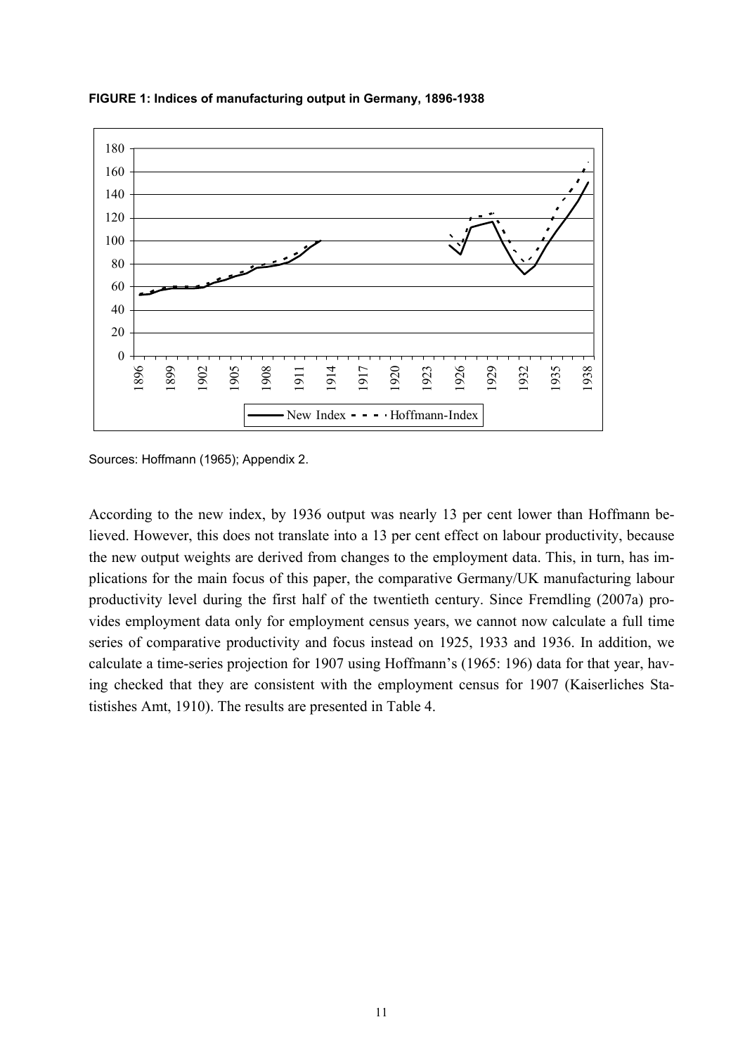**FIGURE 1: Indices of manufacturing output in Germany, 1896-1938**

Sources: Hoffmann (1965); Appendix 2.

According to the new index, by 1936 output was nearly 13 per cent lower than Hoffmann believed. However, this does not translate into a 13 per cent effect on labour productivity, because the new output weights are derived from changes to the employment data. This, in turn, has implications for the main focus of this paper, the comparative Germany/UK manufacturing labour productivity level during the first half of the twentieth century. Since Fremdling (2007a) provides employment data only for employment census years, we cannot now calculate a full time series of comparative productivity and focus instead on 1925, 1933 and 1936. In addition, we calculate a time-series projection for 1907 using Hoffmann's (1965: 196) data for that year, having checked that they are consistent with the employment census for 1907 (Kaiserliches Statistishes Amt, 1910). The results are presented in Table 4.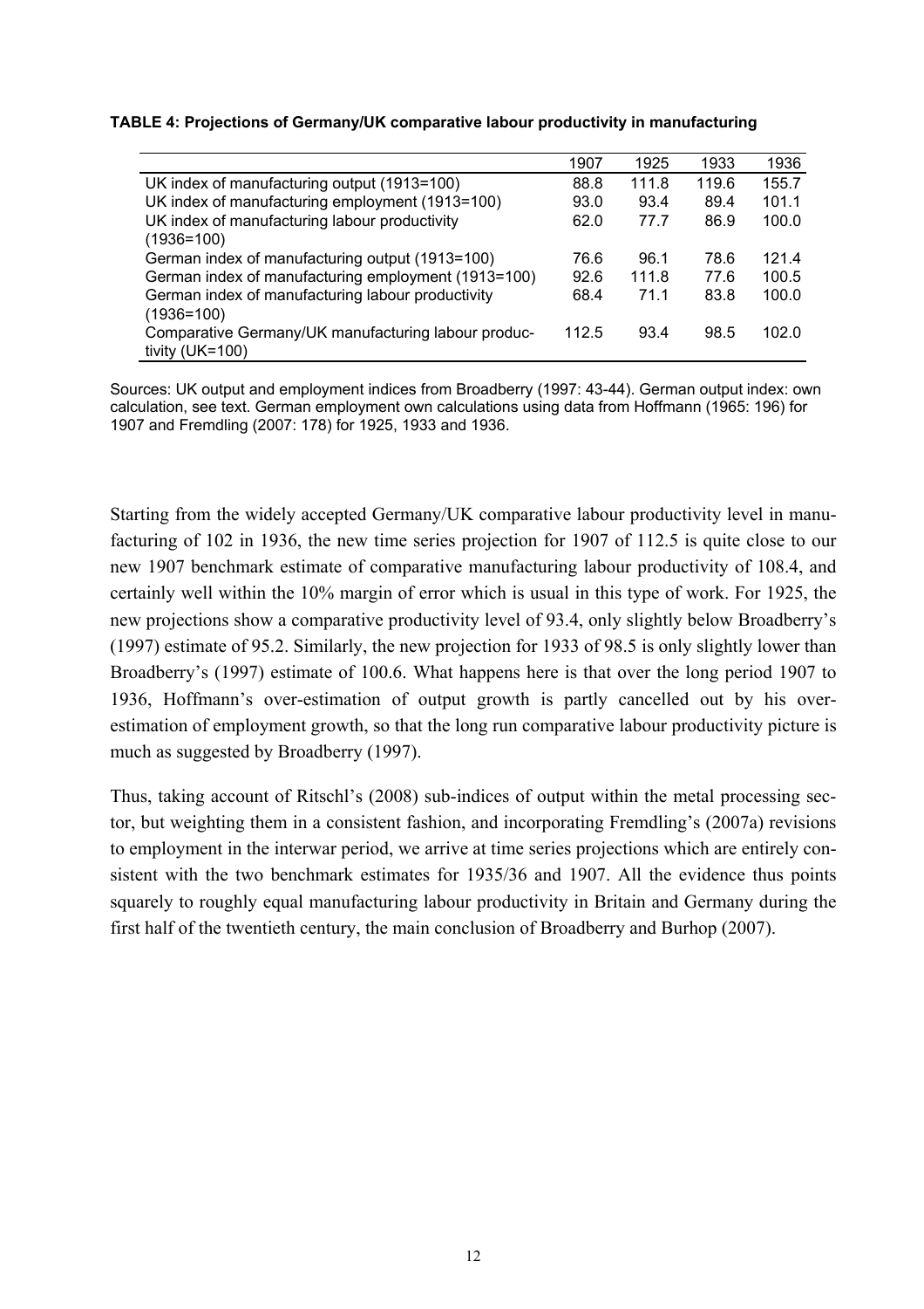**TABLE 4: Projections of Germany/UK comparative labour productivity in manufacturing**

| | 1907 | 1925 | 1933 | 1936 |
|---|---|---|---|---|
| UK index of manufacturing output (1913=100) | 88.8 | 111.8 | 119.6 | 155.7 |
| UK index of manufacturing employment (1913=100) | 93.0 | 93.4 | 89.4 | 101.1 |
| UK index of manufacturing labour productivity (1936=100) | 62.0 | 77.7 | 86.9 | 100.0 |
| German index of manufacturing output (1913=100) | 76.6 | 96.1 | 78.6 | 121.4 |
| German index of manufacturing employment (1913=100) | 92.6 | 111.8 | 77.6 | 100.5 |
| German index of manufacturing labour productivity (1936=100) | 68.4 | 71.1 | 83.8 | 100.0 |
| Comparative Germany/UK manufacturing labour productivity (UK=100) | 112.5 | 93.4 | 98.5 | 102.0 |

Sources: UK output and employment indices from Broadberry (1997: 43-44). German output index: own calculation, see text. German employment own calculations using data from Hoffmann (1965: 196) for 1907 and Fremdling (2007: 178) for 1925, 1933 and 1936.

Starting from the widely accepted Germany/UK comparative labour productivity level in manufacturing of 102 in 1936, the new time series projection for 1907 of 112.5 is quite close to our new 1907 benchmark estimate of comparative manufacturing labour productivity of 108.4, and certainly well within the 10% margin of error which is usual in this type of work. For 1925, the new projections show a comparative productivity level of 93.4, only slightly below Broadberry's (1997) estimate of 95.2. Similarly, the new projection for 1933 of 98.5 is only slightly lower than Broadberry's (1997) estimate of 100.6. What happens here is that over the long period 1907 to 1936, Hoffmann's over-estimation of output growth is partly cancelled out by his over-estimation of employment growth, so that the long run comparative labour productivity picture is much as suggested by Broadberry (1997).

Thus, taking account of Ritschl's (2008) sub-indices of output within the metal processing sector, but weighting them in a consistent fashion, and incorporating Fremdling's (2007a) revisions to employment in the interwar period, we arrive at time series projections which are entirely consistent with the two benchmark estimates for 1935/36 and 1907. All the evidence thus points squarely to roughly equal manufacturing labour productivity in Britain and Germany during the first half of the twentieth century, the main conclusion of Broadberry and Burhop (2007).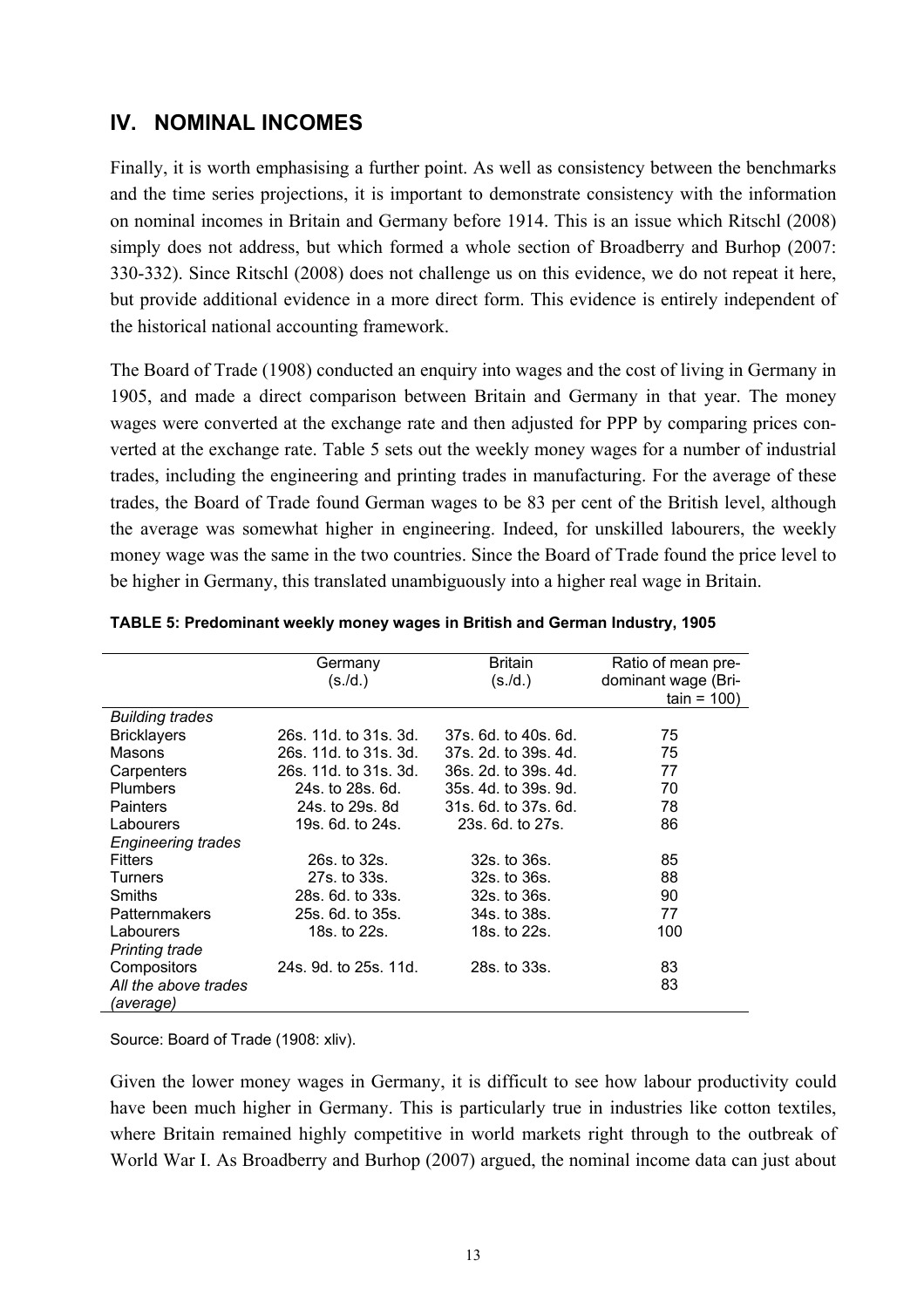## IV. NOMINAL INCOMES

Finally, it is worth emphasising a further point. As well as consistency between the benchmarks and the time series projections, it is important to demonstrate consistency with the information on nominal incomes in Britain and Germany before 1914. This is an issue which Ritschl (2008) simply does not address, but which formed a whole section of Broadberry and Burhop (2007: 330-332). Since Ritschl (2008) does not challenge us on this evidence, we do not repeat it here, but provide additional evidence in a more direct form. This evidence is entirely independent of the historical national accounting framework.

The Board of Trade (1908) conducted an enquiry into wages and the cost of living in Germany in 1905, and made a direct comparison between Britain and Germany in that year. The money wages were converted at the exchange rate and then adjusted for PPP by comparing prices converted at the exchange rate. Table 5 sets out the weekly money wages for a number of industrial trades, including the engineering and printing trades in manufacturing. For the average of these trades, the Board of Trade found German wages to be 83 per cent of the British level, although the average was somewhat higher in engineering. Indeed, for unskilled labourers, the weekly money wage was the same in the two countries. Since the Board of Trade found the price level to be higher in Germany, this translated unambiguously into a higher real wage in Britain.

**TABLE 5: Predominant weekly money wages in British and German Industry, 1905**

| | Germany (s./d.) | Britain (s./d.) | Ratio of mean predominant wage (Britain = 100) |
|---|---|---|---|
| *Building trades* | | | |
| Bricklayers | 26s. 11d. to 31s. 3d. | 37s. 6d. to 40s. 6d. | 75 |
| Masons | 26s. 11d. to 31s. 3d. | 37s. 2d. to 39s. 4d. | 75 |
| Carpenters | 26s. 11d. to 31s. 3d. | 36s. 2d. to 39s. 4d. | 77 |
| Plumbers | 24s. to 28s. 6d. | 35s. 4d. to 39s. 9d. | 70 |
| Painters | 24s. to 29s. 8d | 31s. 6d. to 37s. 6d. | 78 |
| Labourers | 19s. 6d. to 24s. | 23s. 6d. to 27s. | 86 |
| *Engineering trades* | | | |
| Fitters | 26s. to 32s. | 32s. to 36s. | 85 |
| Turners | 27s. to 33s. | 32s. to 36s. | 88 |
| Smiths | 28s. 6d. to 33s. | 32s. to 36s. | 90 |
| Patternmakers | 25s. 6d. to 35s. | 34s. to 38s. | 77 |
| Labourers | 18s. to 22s. | 18s. to 22s. | 100 |
| *Printing trade* | | | |
| Compositors | 24s. 9d. to 25s. 11d. | 28s. to 33s. | 83 |
| *All the above trades (average)* | | | 83 |

Source: Board of Trade (1908: xliv).

Given the lower money wages in Germany, it is difficult to see how labour productivity could have been much higher in Germany. This is particularly true in industries like cotton textiles, where Britain remained highly competitive in world markets right through to the outbreak of World War I. As Broadberry and Burhop (2007) argued, the nominal income data can just about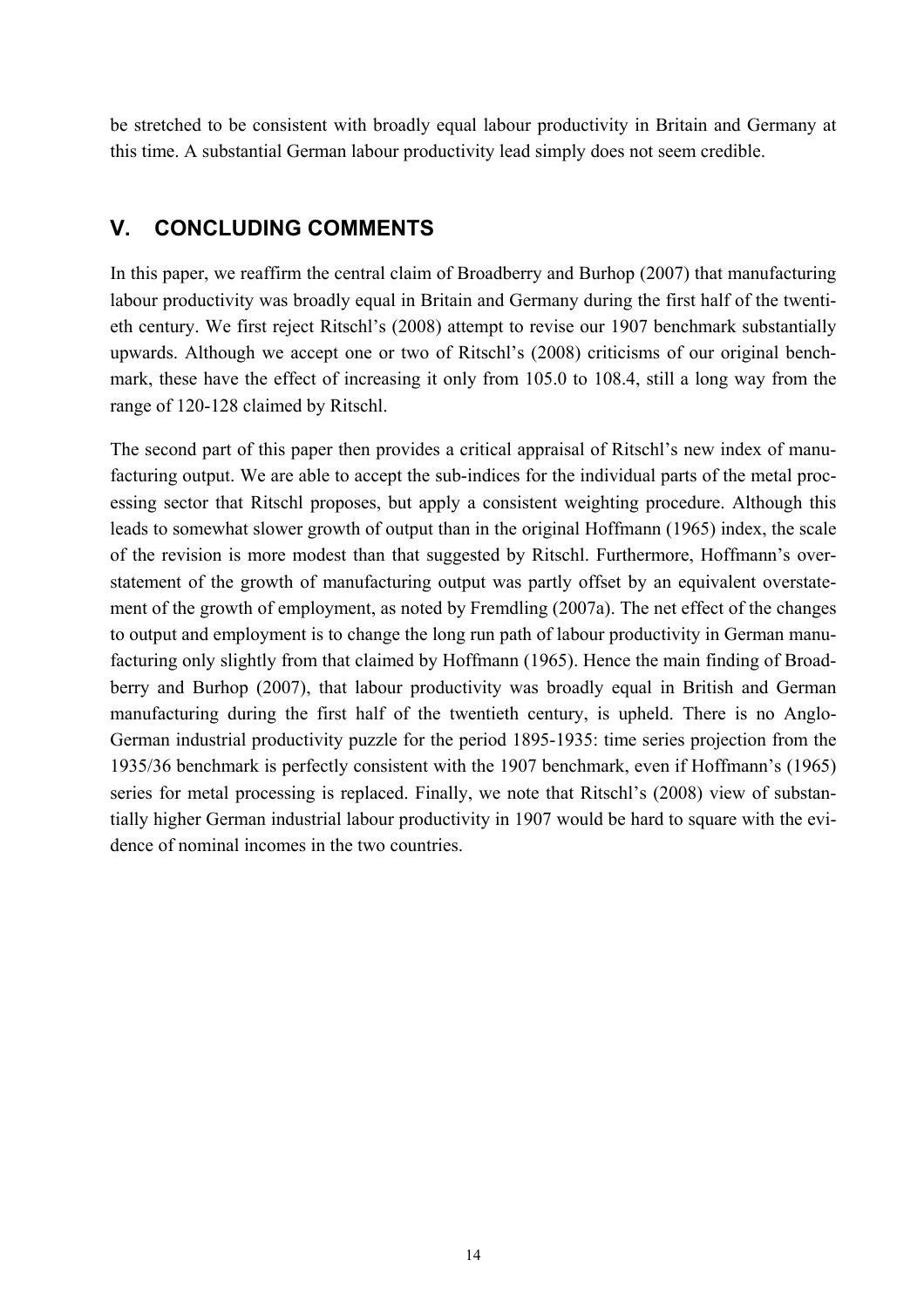be stretched to be consistent with broadly equal labour productivity in Britain and Germany at this time. A substantial German labour productivity lead simply does not seem credible.

## V. CONCLUDING COMMENTS

In this paper, we reaffirm the central claim of Broadberry and Burhop (2007) that manufacturing labour productivity was broadly equal in Britain and Germany during the first half of the twentieth century. We first reject Ritschl's (2008) attempt to revise our 1907 benchmark substantially upwards. Although we accept one or two of Ritschl's (2008) criticisms of our original benchmark, these have the effect of increasing it only from 105.0 to 108.4, still a long way from the range of 120-128 claimed by Ritschl.

The second part of this paper then provides a critical appraisal of Ritschl's new index of manufacturing output. We are able to accept the sub-indices for the individual parts of the metal processing sector that Ritschl proposes, but apply a consistent weighting procedure. Although this leads to somewhat slower growth of output than in the original Hoffmann (1965) index, the scale of the revision is more modest than that suggested by Ritschl. Furthermore, Hoffmann's overstatement of the growth of manufacturing output was partly offset by an equivalent overstatement of the growth of employment, as noted by Fremdling (2007a). The net effect of the changes to output and employment is to change the long run path of labour productivity in German manufacturing only slightly from that claimed by Hoffmann (1965). Hence the main finding of Broadberry and Burhop (2007), that labour productivity was broadly equal in British and German manufacturing during the first half of the twentieth century, is upheld. There is no Anglo-German industrial productivity puzzle for the period 1895-1935: time series projection from the 1935/36 benchmark is perfectly consistent with the 1907 benchmark, even if Hoffmann's (1965) series for metal processing is replaced. Finally, we note that Ritschl's (2008) view of substantially higher German industrial labour productivity in 1907 would be hard to square with the evidence of nominal incomes in the two countries.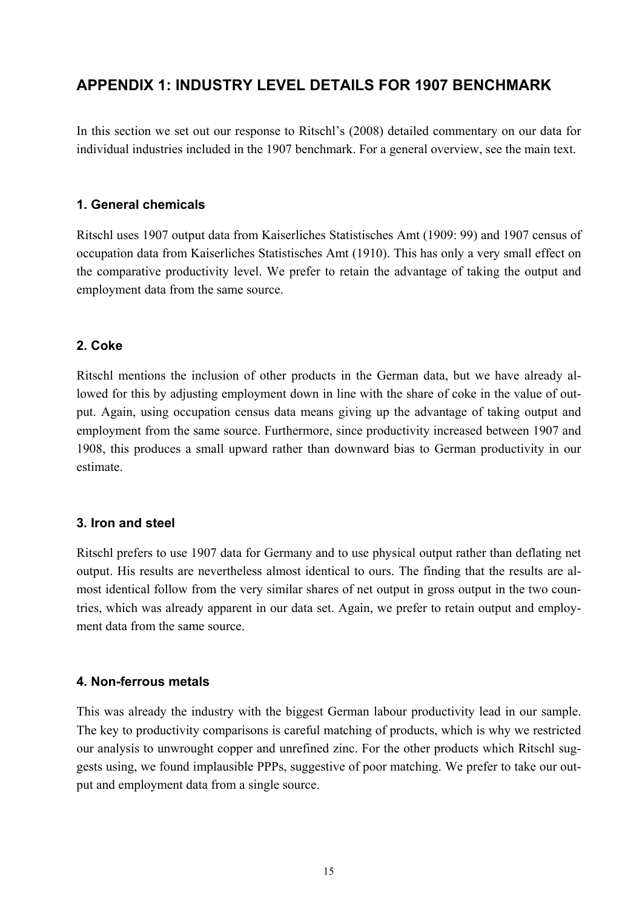## APPENDIX 1: INDUSTRY LEVEL DETAILS FOR 1907 BENCHMARK

In this section we set out our response to Ritschl's (2008) detailed commentary on our data for individual industries included in the 1907 benchmark. For a general overview, see the main text.

### 1. General chemicals

Ritschl uses 1907 output data from Kaiserliches Statistisches Amt (1909: 99) and 1907 census of occupation data from Kaiserliches Statistisches Amt (1910). This has only a very small effect on the comparative productivity level. We prefer to retain the advantage of taking the output and employment data from the same source.

### 2. Coke

Ritschl mentions the inclusion of other products in the German data, but we have already allowed for this by adjusting employment down in line with the share of coke in the value of output. Again, using occupation census data means giving up the advantage of taking output and employment from the same source. Furthermore, since productivity increased between 1907 and 1908, this produces a small upward rather than downward bias to German productivity in our estimate.

### 3. Iron and steel

Ritschl prefers to use 1907 data for Germany and to use physical output rather than deflating net output. His results are nevertheless almost identical to ours. The finding that the results are almost identical follow from the very similar shares of net output in gross output in the two countries, which was already apparent in our data set. Again, we prefer to retain output and employment data from the same source.

### 4. Non-ferrous metals

This was already the industry with the biggest German labour productivity lead in our sample. The key to productivity comparisons is careful matching of products, which is why we restricted our analysis to unwrought copper and unrefined zinc. For the other products which Ritschl suggests using, we found implausible PPPs, suggestive of poor matching. We prefer to take our output and employment data from a single source.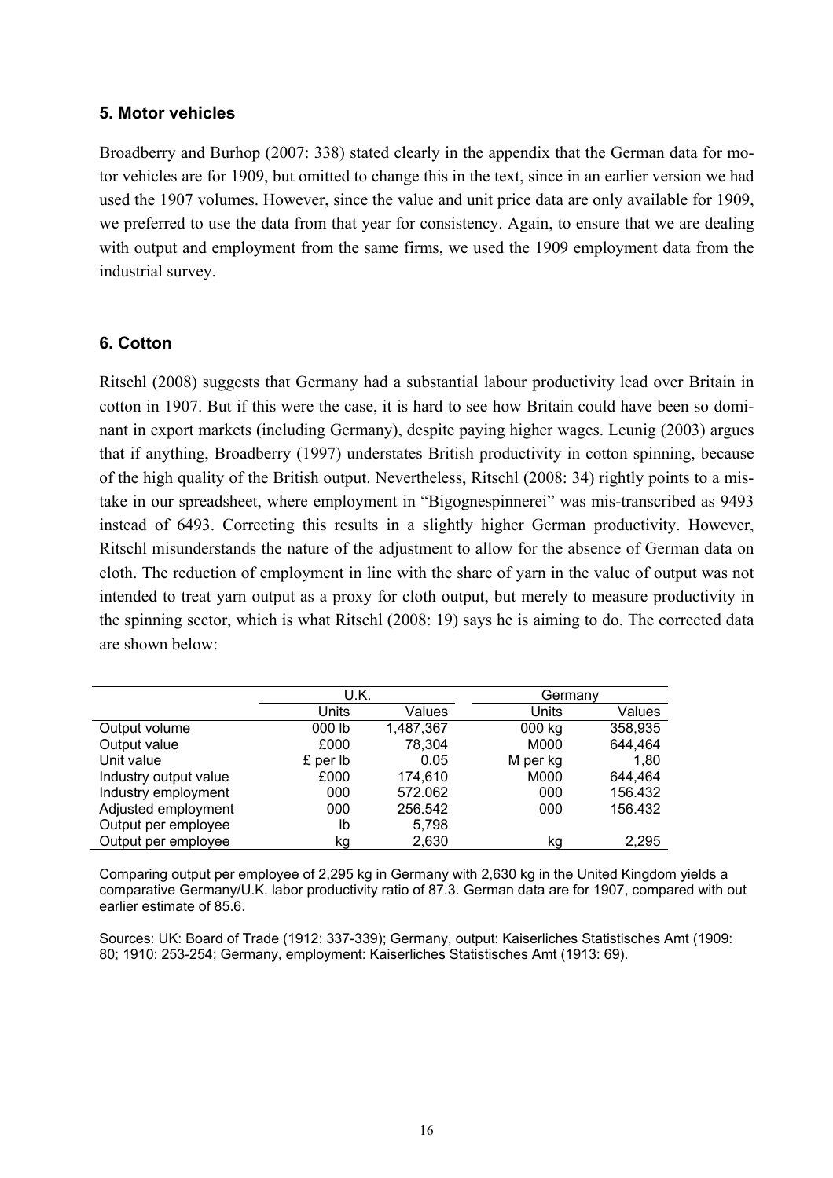### 5. Motor vehicles

Broadberry and Burhop (2007: 338) stated clearly in the appendix that the German data for motor vehicles are for 1909, but omitted to change this in the text, since in an earlier version we had used the 1907 volumes. However, since the value and unit price data are only available for 1909, we preferred to use the data from that year for consistency. Again, to ensure that we are dealing with output and employment from the same firms, we used the 1909 employment data from the industrial survey.

### 6. Cotton

Ritschl (2008) suggests that Germany had a substantial labour productivity lead over Britain in cotton in 1907. But if this were the case, it is hard to see how Britain could have been so dominant in export markets (including Germany), despite paying higher wages. Leunig (2003) argues that if anything, Broadberry (1997) understates British productivity in cotton spinning, because of the high quality of the British output. Nevertheless, Ritschl (2008: 34) rightly points to a mistake in our spreadsheet, where employment in "Bigognespinnerei" was mis-transcribed as 9493 instead of 6493. Correcting this results in a slightly higher German productivity. However, Ritschl misunderstands the nature of the adjustment to allow for the absence of German data on cloth. The reduction of employment in line with the share of yarn in the value of output was not intended to treat yarn output as a proxy for cloth output, but merely to measure productivity in the spinning sector, which is what Ritschl (2008: 19) says he is aiming to do. The corrected data are shown below:

| | U.K. | | Germany | |
|---|---|---|---|---|
| | Units | Values | Units | Values |
| Output volume | 000 lb | 1,487,367 | 000 kg | 358,935 |
| Output value | £000 | 78,304 | M000 | 644,464 |
| Unit value | £ per lb | 0.05 | M per kg | 1,80 |
| Industry output value | £000 | 174,610 | M000 | 644,464 |
| Industry employment | 000 | 572.062 | 000 | 156.432 |
| Adjusted employment | 000 | 256.542 | 000 | 156.432 |
| Output per employee | lb | 5,798 | | |
| Output per employee | kg | 2,630 | kg | 2,295 |

Comparing output per employee of 2,295 kg in Germany with 2,630 kg in the United Kingdom yields a comparative Germany/U.K. labor productivity ratio of 87.3. German data are for 1907, compared with out earlier estimate of 85.6.

Sources: UK: Board of Trade (1912: 337-339); Germany, output: Kaiserliches Statistisches Amt (1909: 80; 1910: 253-254; Germany, employment: Kaiserliches Statistisches Amt (1913: 69).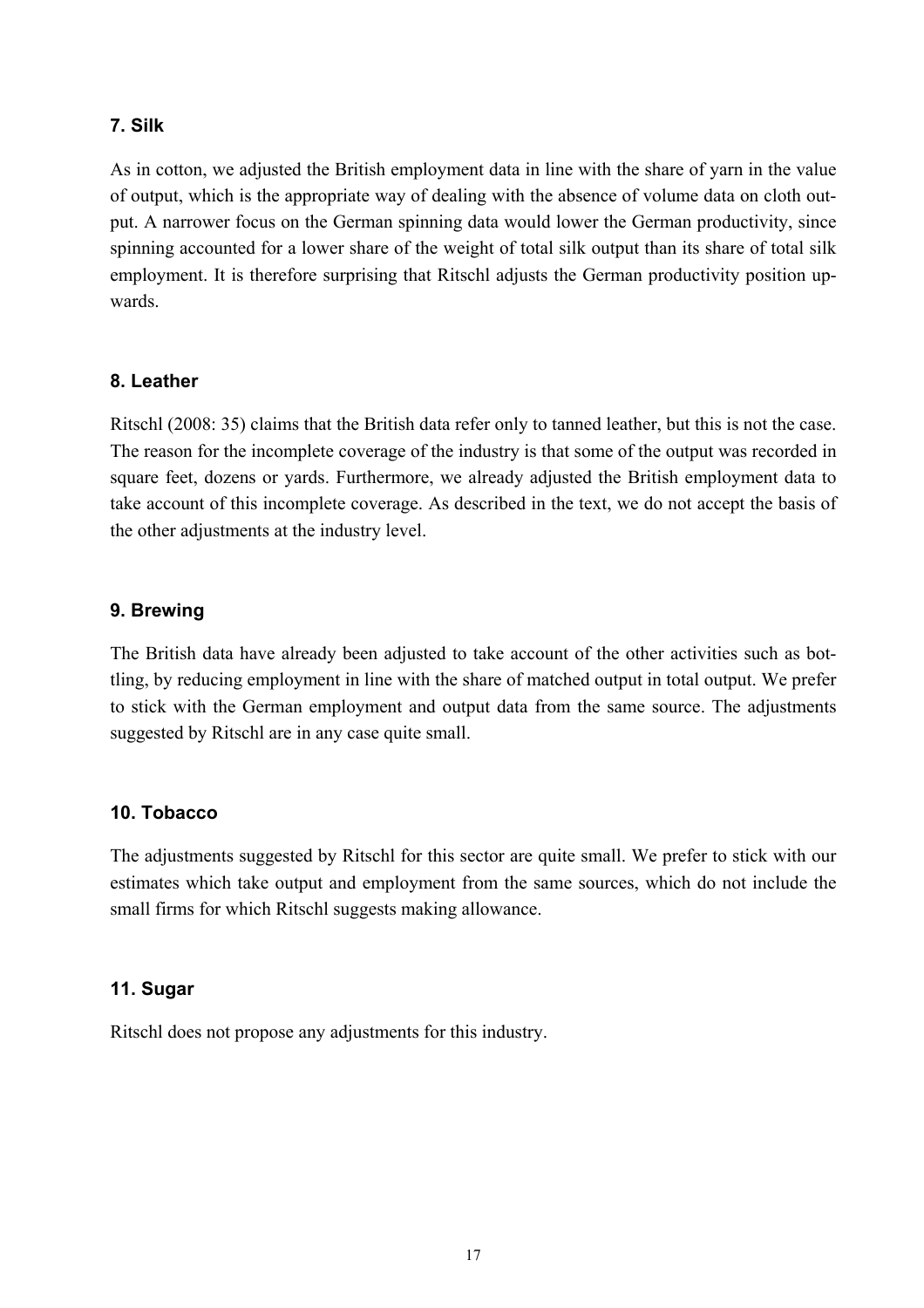### 7. Silk

As in cotton, we adjusted the British employment data in line with the share of yarn in the value of output, which is the appropriate way of dealing with the absence of volume data on cloth output. A narrower focus on the German spinning data would lower the German productivity, since spinning accounted for a lower share of the weight of total silk output than its share of total silk employment. It is therefore surprising that Ritschl adjusts the German productivity position upwards.

### 8. Leather

Ritschl (2008: 35) claims that the British data refer only to tanned leather, but this is not the case. The reason for the incomplete coverage of the industry is that some of the output was recorded in square feet, dozens or yards. Furthermore, we already adjusted the British employment data to take account of this incomplete coverage. As described in the text, we do not accept the basis of the other adjustments at the industry level.

### 9. Brewing

The British data have already been adjusted to take account of the other activities such as bottling, by reducing employment in line with the share of matched output in total output. We prefer to stick with the German employment and output data from the same source. The adjustments suggested by Ritschl are in any case quite small.

### 10. Tobacco

The adjustments suggested by Ritschl for this sector are quite small. We prefer to stick with our estimates which take output and employment from the same sources, which do not include the small firms for which Ritschl suggests making allowance.

### 11. Sugar

Ritschl does not propose any adjustments for this industry.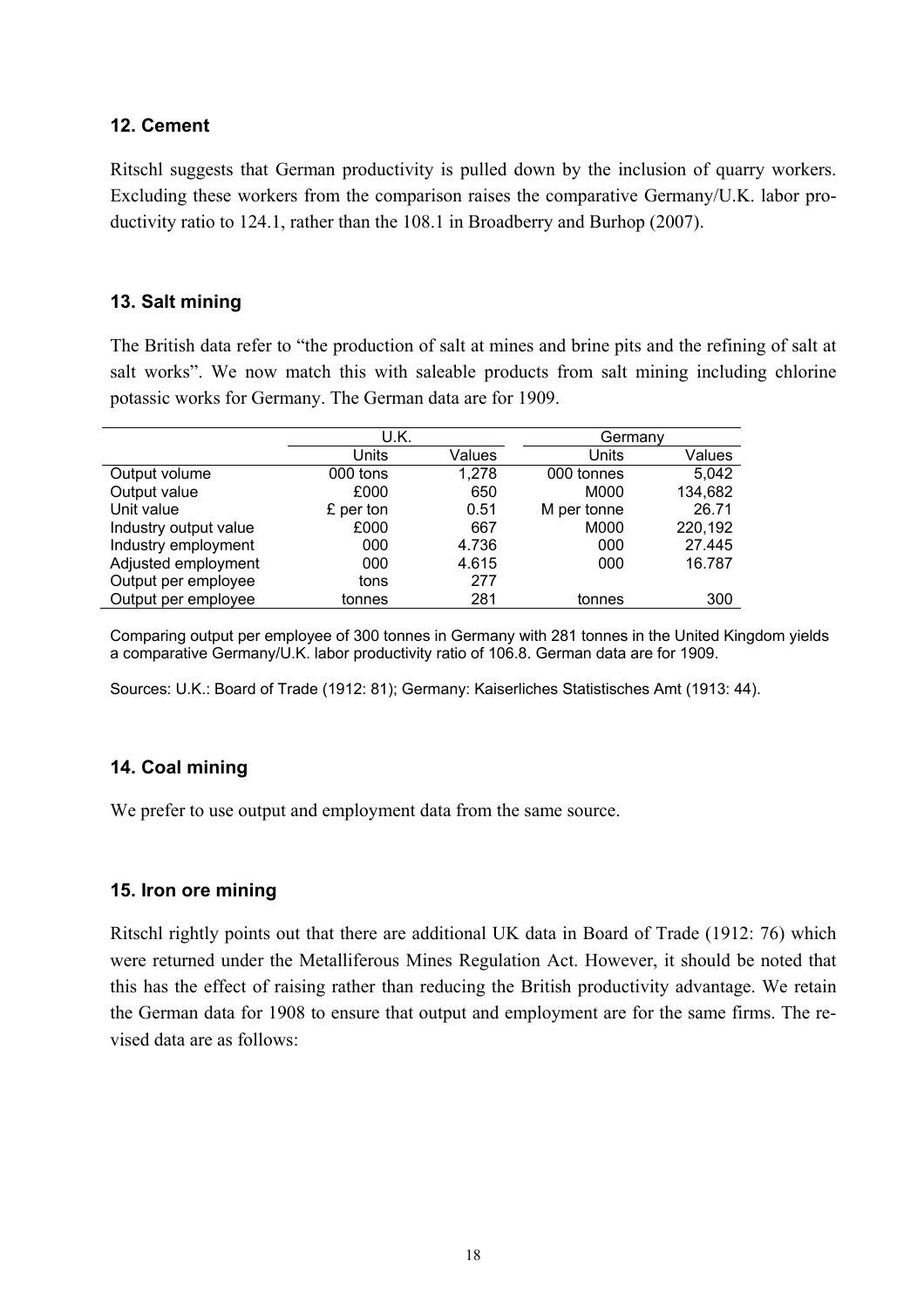## 12. Cement

Ritschl suggests that German productivity is pulled down by the inclusion of quarry workers. Excluding these workers from the comparison raises the comparative Germany/U.K. labor productivity ratio to 124.1, rather than the 108.1 in Broadberry and Burhop (2007).

## 13. Salt mining

The British data refer to "the production of salt at mines and brine pits and the refining of salt at salt works". We now match this with saleable products from salt mining including chlorine potassic works for Germany. The German data are for 1909.

| | U.K. | | Germany | |
|---|---|---|---|---|
| | Units | Values | Units | Values |
| Output volume | 000 tons | 1,278 | 000 tonnes | 5,042 |
| Output value | £000 | 650 | M000 | 134,682 |
| Unit value | £ per ton | 0.51 | M per tonne | 26.71 |
| Industry output value | £000 | 667 | M000 | 220,192 |
| Industry employment | 000 | 4.736 | 000 | 27.445 |
| Adjusted employment | 000 | 4.615 | 000 | 16.787 |
| Output per employee | tons | 277 | | |
| Output per employee | tonnes | 281 | tonnes | 300 |

Comparing output per employee of 300 tonnes in Germany with 281 tonnes in the United Kingdom yields a comparative Germany/U.K. labor productivity ratio of 106.8. German data are for 1909.

Sources: U.K.: Board of Trade (1912: 81); Germany: Kaiserliches Statistisches Amt (1913: 44).

## 14. Coal mining

We prefer to use output and employment data from the same source.

## 15. Iron ore mining

Ritschl rightly points out that there are additional UK data in Board of Trade (1912: 76) which were returned under the Metalliferous Mines Regulation Act. However, it should be noted that this has the effect of raising rather than reducing the British productivity advantage. We retain the German data for 1908 to ensure that output and employment are for the same firms. The revised data are as follows: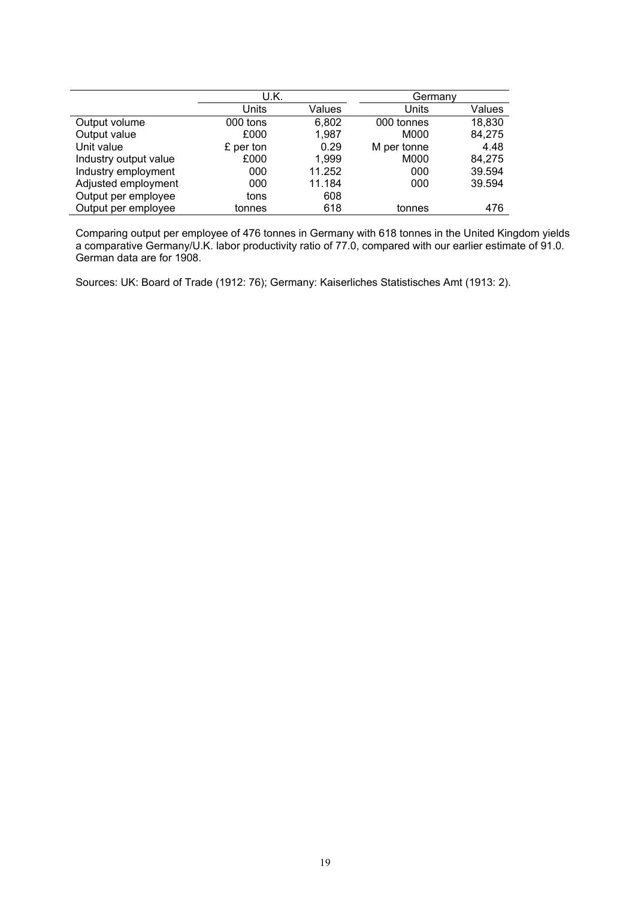| | U.K. | | Germany | |
|---|---|---|---|---|
| | Units | Values | Units | Values |
| Output volume | 000 tons | 6,802 | 000 tonnes | 18,830 |
| Output value | £000 | 1,987 | M000 | 84,275 |
| Unit value | £ per ton | 0.29 | M per tonne | 4.48 |
| Industry output value | £000 | 1,999 | M000 | 84,275 |
| Industry employment | 000 | 11.252 | 000 | 39.594 |
| Adjusted employment | 000 | 11.184 | 000 | 39.594 |
| Output per employee | tons | 608 | | |
| Output per employee | tonnes | 618 | tonnes | 476 |

Comparing output per employee of 476 tonnes in Germany with 618 tonnes in the United Kingdom yields a comparative Germany/U.K. labor productivity ratio of 77.0, compared with our earlier estimate of 91.0. German data are for 1908.

Sources: UK: Board of Trade (1912: 76); Germany: Kaiserliches Statistisches Amt (1913: 2).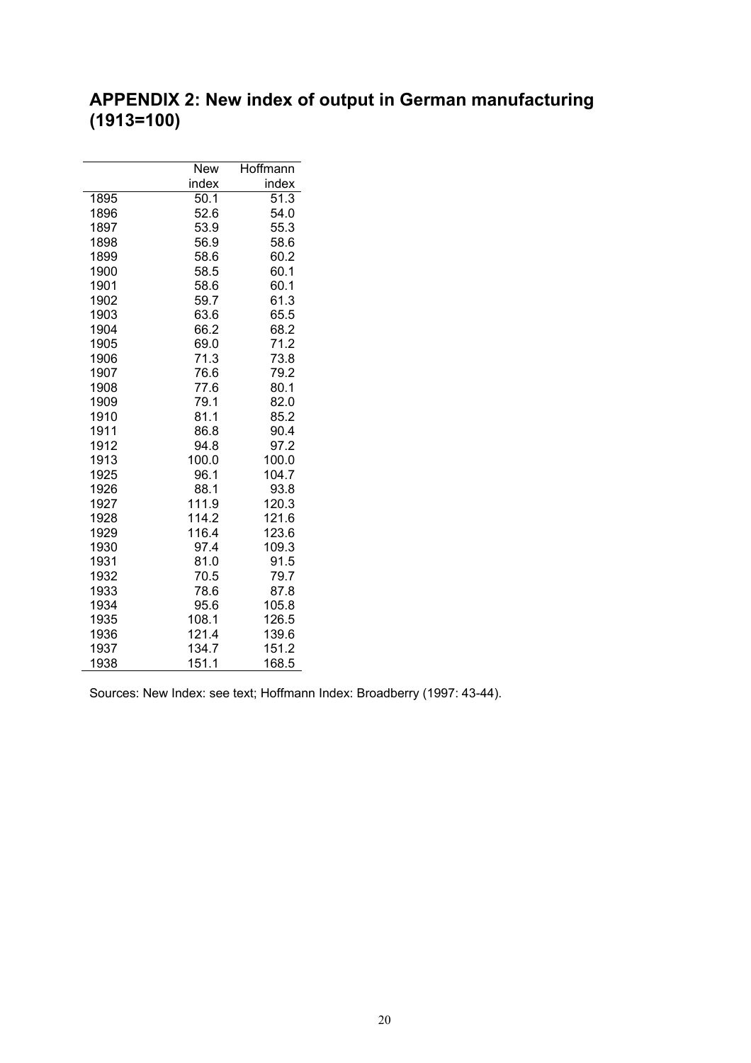# APPENDIX 2: New index of output in German manufacturing (1913=100)

| | New index | Hoffmann index |
|---|---|---|
| 1895 | 50.1 | 51.3 |
| 1896 | 52.6 | 54.0 |
| 1897 | 53.9 | 55.3 |
| 1898 | 56.9 | 58.6 |
| 1899 | 58.6 | 60.2 |
| 1900 | 58.5 | 60.1 |
| 1901 | 58.6 | 60.1 |
| 1902 | 59.7 | 61.3 |
| 1903 | 63.6 | 65.5 |
| 1904 | 66.2 | 68.2 |
| 1905 | 69.0 | 71.2 |
| 1906 | 71.3 | 73.8 |
| 1907 | 76.6 | 79.2 |
| 1908 | 77.6 | 80.1 |
| 1909 | 79.1 | 82.0 |
| 1910 | 81.1 | 85.2 |
| 1911 | 86.8 | 90.4 |
| 1912 | 94.8 | 97.2 |
| 1913 | 100.0 | 100.0 |
| 1925 | 96.1 | 104.7 |
| 1926 | 88.1 | 93.8 |
| 1927 | 111.9 | 120.3 |
| 1928 | 114.2 | 121.6 |
| 1929 | 116.4 | 123.6 |
| 1930 | 97.4 | 109.3 |
| 1931 | 81.0 | 91.5 |
| 1932 | 70.5 | 79.7 |
| 1933 | 78.6 | 87.8 |
| 1934 | 95.6 | 105.8 |
| 1935 | 108.1 | 126.5 |
| 1936 | 121.4 | 139.6 |
| 1937 | 134.7 | 151.2 |
| 1938 | 151.1 | 168.5 |

Sources: New Index: see text; Hoffmann Index: Broadberry (1997: 43-44).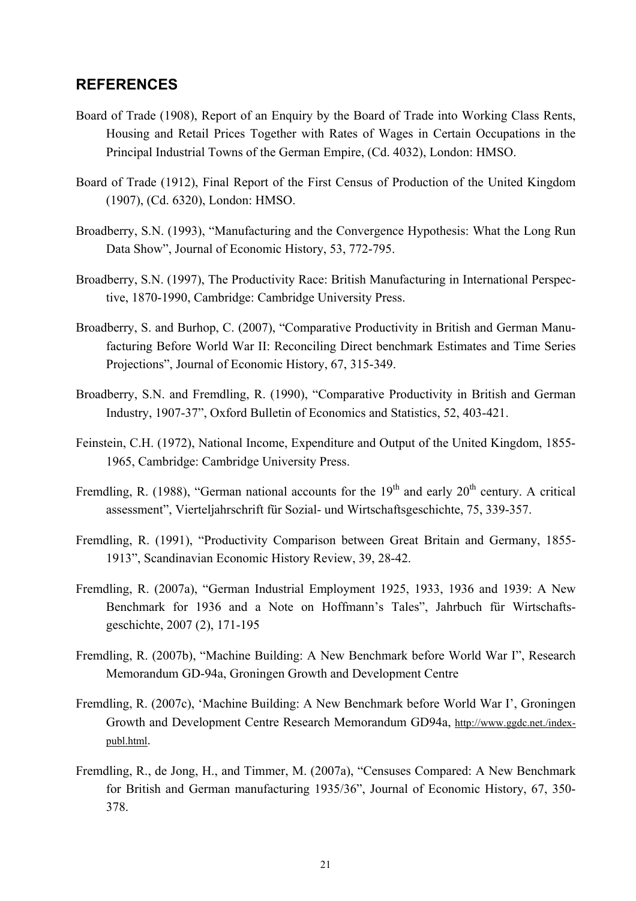## REFERENCES

Board of Trade (1908), Report of an Enquiry by the Board of Trade into Working Class Rents, Housing and Retail Prices Together with Rates of Wages in Certain Occupations in the Principal Industrial Towns of the German Empire, (Cd. 4032), London: HMSO.

Board of Trade (1912), Final Report of the First Census of Production of the United Kingdom (1907), (Cd. 6320), London: HMSO.

Broadberry, S.N. (1993), "Manufacturing and the Convergence Hypothesis: What the Long Run Data Show", Journal of Economic History, 53, 772-795.

Broadberry, S.N. (1997), The Productivity Race: British Manufacturing in International Perspective, 1870-1990, Cambridge: Cambridge University Press.

Broadberry, S. and Burhop, C. (2007), "Comparative Productivity in British and German Manufacturing Before World War II: Reconciling Direct benchmark Estimates and Time Series Projections", Journal of Economic History, 67, 315-349.

Broadberry, S.N. and Fremdling, R. (1990), "Comparative Productivity in British and German Industry, 1907-37", Oxford Bulletin of Economics and Statistics, 52, 403-421.

Feinstein, C.H. (1972), National Income, Expenditure and Output of the United Kingdom, 1855-1965, Cambridge: Cambridge University Press.

Fremdling, R. (1988), "German national accounts for the 19th and early 20th century. A critical assessment", Vierteljahrschrift für Sozial- und Wirtschaftsgeschichte, 75, 339-357.

Fremdling, R. (1991), "Productivity Comparison between Great Britain and Germany, 1855-1913", Scandinavian Economic History Review, 39, 28-42.

Fremdling, R. (2007a), "German Industrial Employment 1925, 1933, 1936 and 1939: A New Benchmark for 1936 and a Note on Hoffmann's Tales", Jahrbuch für Wirtschaftsgeschichte, 2007 (2), 171-195

Fremdling, R. (2007b), "Machine Building: A New Benchmark before World War I", Research Memorandum GD-94a, Groningen Growth and Development Centre

Fremdling, R. (2007c), 'Machine Building: A New Benchmark before World War I', Groningen Growth and Development Centre Research Memorandum GD94a, http://www.ggdc.net./index-publ.html.

Fremdling, R., de Jong, H., and Timmer, M. (2007a), "Censuses Compared: A New Benchmark for British and German manufacturing 1935/36", Journal of Economic History, 67, 350-378.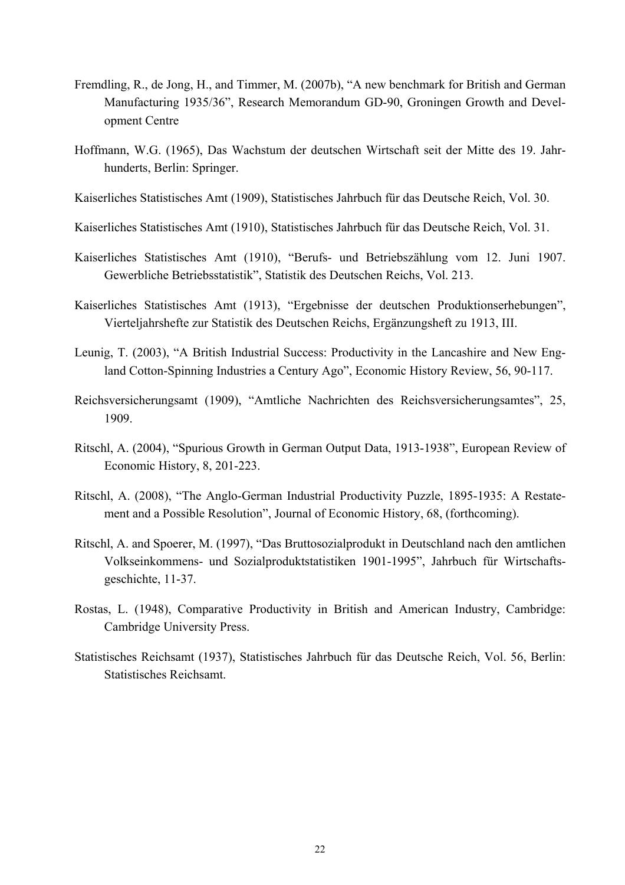Fremdling, R., de Jong, H., and Timmer, M. (2007b), "A new benchmark for British and German Manufacturing 1935/36", Research Memorandum GD-90, Groningen Growth and Development Centre

Hoffmann, W.G. (1965), Das Wachstum der deutschen Wirtschaft seit der Mitte des 19. Jahrhunderts, Berlin: Springer.

Kaiserliches Statistisches Amt (1909), Statistisches Jahrbuch für das Deutsche Reich, Vol. 30.

Kaiserliches Statistisches Amt (1910), Statistisches Jahrbuch für das Deutsche Reich, Vol. 31.

Kaiserliches Statistisches Amt (1910), "Berufs- und Betriebszählung vom 12. Juni 1907. Gewerbliche Betriebsstatistik", Statistik des Deutschen Reichs, Vol. 213.

Kaiserliches Statistisches Amt (1913), "Ergebnisse der deutschen Produktionserhebungen", Vierteljahrshefte zur Statistik des Deutschen Reichs, Ergänzungsheft zu 1913, III.

Leunig, T. (2003), "A British Industrial Success: Productivity in the Lancashire and New England Cotton-Spinning Industries a Century Ago", Economic History Review, 56, 90-117.

Reichsversicherungsamt (1909), "Amtliche Nachrichten des Reichsversicherungsamtes", 25, 1909.

Ritschl, A. (2004), "Spurious Growth in German Output Data, 1913-1938", European Review of Economic History, 8, 201-223.

Ritschl, A. (2008), "The Anglo-German Industrial Productivity Puzzle, 1895-1935: A Restatement and a Possible Resolution", Journal of Economic History, 68, (forthcoming).

Ritschl, A. and Spoerer, M. (1997), "Das Bruttosozialprodukt in Deutschland nach den amtlichen Volkseinkommens- und Sozialproduktstatistiken 1901-1995", Jahrbuch für Wirtschaftsgeschichte, 11-37.

Rostas, L. (1948), Comparative Productivity in British and American Industry, Cambridge: Cambridge University Press.

Statistisches Reichsamt (1937), Statistisches Jahrbuch für das Deutsche Reich, Vol. 56, Berlin: Statistisches Reichsamt.